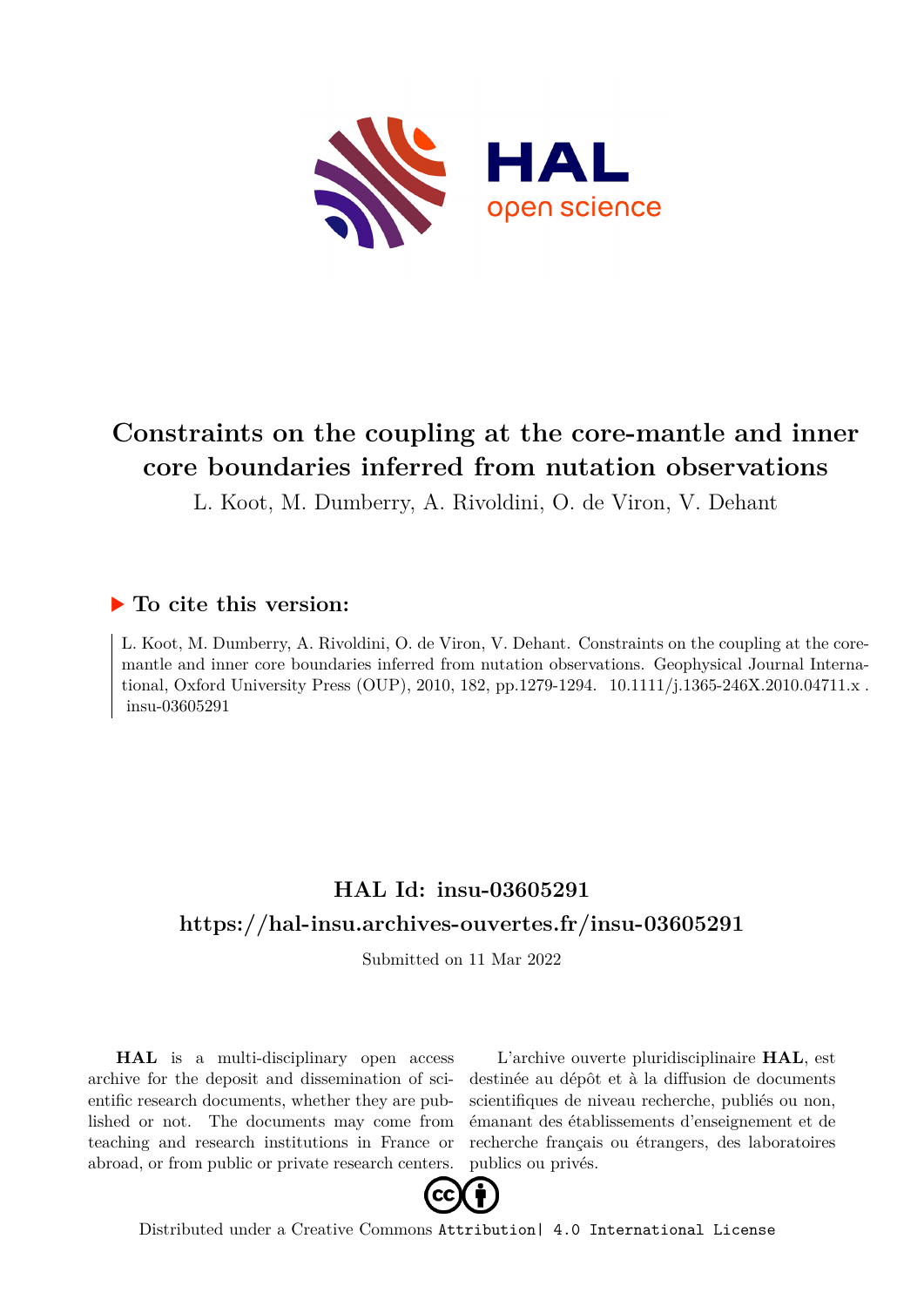# Constraints on the coupling at the core-mantle and inner core boundaries inferred from nutation observations

L. Koot, M. Dumberry, A. Rivoldini, O. de Viron, V. Dehant

## ▶ To cite this version:

L. Koot, M. Dumberry, A. Rivoldini, O. de Viron, V. Dehant. Constraints on the coupling at the core-mantle and inner core boundaries inferred from nutation observations. Geophysical Journal International, Oxford University Press (OUP), 2010, 182, pp.1279-1294. 10.1111/j.1365-246X.2010.04711.x . insu-03605291

## HAL Id: insu-03605291

## https://hal-insu.archives-ouvertes.fr/insu-03605291

Submitted on 11 Mar 2022

**HAL** is a multi-disciplinary open access archive for the deposit and dissemination of scientific research documents, whether they are published or not. The documents may come from teaching and research institutions in France or abroad, or from public or private research centers.

L'archive ouverte pluridisciplinaire **HAL**, est destinée au dépôt et à la diffusion de documents scientifiques de niveau recherche, publiés ou non, émanant des établissements d'enseignement et de recherche français ou étrangers, des laboratoires publics ou privés.

Distributed under a Creative Commons Attribution| 4.0 International License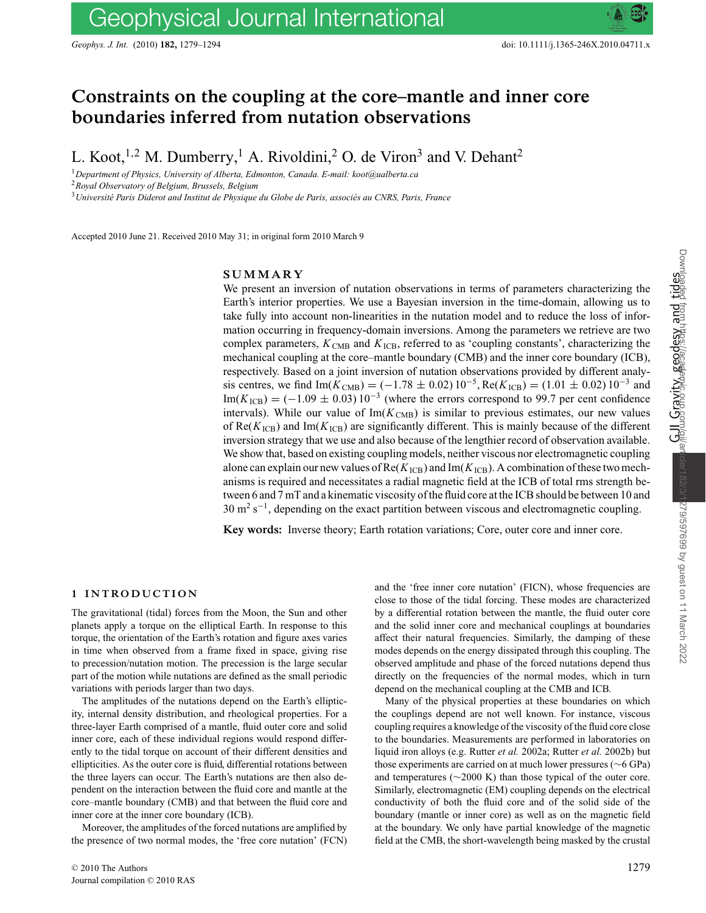# Constraints on the coupling at the core–mantle and inner core boundaries inferred from nutation observations

L. Koot,[1,2] M. Dumberry,[1] A. Rivoldini,[2] O. de Viron[3] and V. Dehant[2]

[1]*Department of Physics, University of Alberta, Edmonton, Canada. E-mail: koot@ualberta.ca*

[2]*Royal Observatory of Belgium, Brussels, Belgium*

[3]*Université Paris Diderot and Institut de Physique du Globe de Paris, associés au CNRS, Paris, France*

Accepted 2010 June 21. Received 2010 May 31; in original form 2010 March 9

## SUMMARY

We present an inversion of nutation observations in terms of parameters characterizing the Earth's interior properties. We use a Bayesian inversion in the time-domain, allowing us to take fully into account non-linearities in the nutation model and to reduce the loss of information occurring in frequency-domain inversions. Among the parameters we retrieve are two complex parameters, $K_{\mathrm{CMB}}$ and $K_{\mathrm{ICB}}$, referred to as 'coupling constants', characterizing the mechanical coupling at the core–mantle boundary (CMB) and the inner core boundary (ICB), respectively. Based on a joint inversion of nutation observations provided by different analysis centres, we find $\mathrm{Im}(K_{\mathrm{CMB}}) = (-1.78 \pm 0.02)\,10^{-5}$, $\mathrm{Re}(K_{\mathrm{ICB}}) = (1.01 \pm 0.02)\,10^{-3}$ and $\mathrm{Im}(K_{\mathrm{ICB}}) = (-1.09 \pm 0.03)\,10^{-3}$ (where the errors correspond to 99.7 per cent confidence intervals). While our value of $\mathrm{Im}(K_{\mathrm{CMB}})$ is similar to previous estimates, our new values of $\mathrm{Re}(K_{\mathrm{ICB}})$ and $\mathrm{Im}(K_{\mathrm{ICB}})$ are significantly different. This is mainly because of the different inversion strategy that we use and also because of the lengthier record of observation available. We show that, based on existing coupling models, neither viscous nor electromagnetic coupling alone can explain our new values of $\mathrm{Re}(K_{\mathrm{ICB}})$ and $\mathrm{Im}(K_{\mathrm{ICB}})$. A combination of these two mechanisms is required and necessitates a radial magnetic field at the ICB of total rms strength between 6 and 7 mT and a kinematic viscosity of the fluid core at the ICB should be between 10 and 30 $\mathrm{m}^2\,\mathrm{s}^{-1}$, depending on the exact partition between viscous and electromagnetic coupling.

**Key words:** Inverse theory; Earth rotation variations; Core, outer core and inner core.

## 1 INTRODUCTION

The gravitational (tidal) forces from the Moon, the Sun and other planets apply a torque on the elliptical Earth. In response to this torque, the orientation of the Earth's rotation and figure axes varies in time when observed from a frame fixed in space, giving rise to precession/nutation motion. The precession is the large secular part of the motion while nutations are defined as the small periodic variations with periods larger than two days.

The amplitudes of the nutations depend on the Earth's ellipticity, internal density distribution, and rheological properties. For a three-layer Earth comprised of a mantle, fluid outer core and solid inner core, each of these individual regions would respond differently to the tidal torque on account of their different densities and ellipticities. As the outer core is fluid, differential rotations between the three layers can occur. The Earth's nutations are then also dependent on the interaction between the fluid core and mantle at the core–mantle boundary (CMB) and that between the fluid core and inner core at the inner core boundary (ICB).

Moreover, the amplitudes of the forced nutations are amplified by the presence of two normal modes, the 'free core nutation' (FCN) and the 'free inner core nutation' (FICN), whose frequencies are close to those of the tidal forcing. These modes are characterized by a differential rotation between the mantle, the fluid outer core and the solid inner core and mechanical couplings at boundaries affect their natural frequencies. Similarly, the damping of these modes depends on the energy dissipated through this coupling. The observed amplitude and phase of the forced nutations depend thus directly on the frequencies of the normal modes, which in turn depend on the mechanical coupling at the CMB and ICB.

Many of the physical properties at these boundaries on which the couplings depend are not well known. For instance, viscous coupling requires a knowledge of the viscosity of the fluid core close to the boundaries. Measurements are performed in laboratories on liquid iron alloys (e.g. Rutter *et al.* 2002a; Rutter *et al.* 2002b) but those experiments are carried on at much lower pressures (∼6 GPa) and temperatures (∼2000 K) than those typical of the outer core. Similarly, electromagnetic (EM) coupling depends on the electrical conductivity of both the fluid core and of the solid side of the boundary (mantle or inner core) as well as on the magnetic field at the boundary. We only have partial knowledge of the magnetic field at the CMB, the short-wavelength being masked by the crustal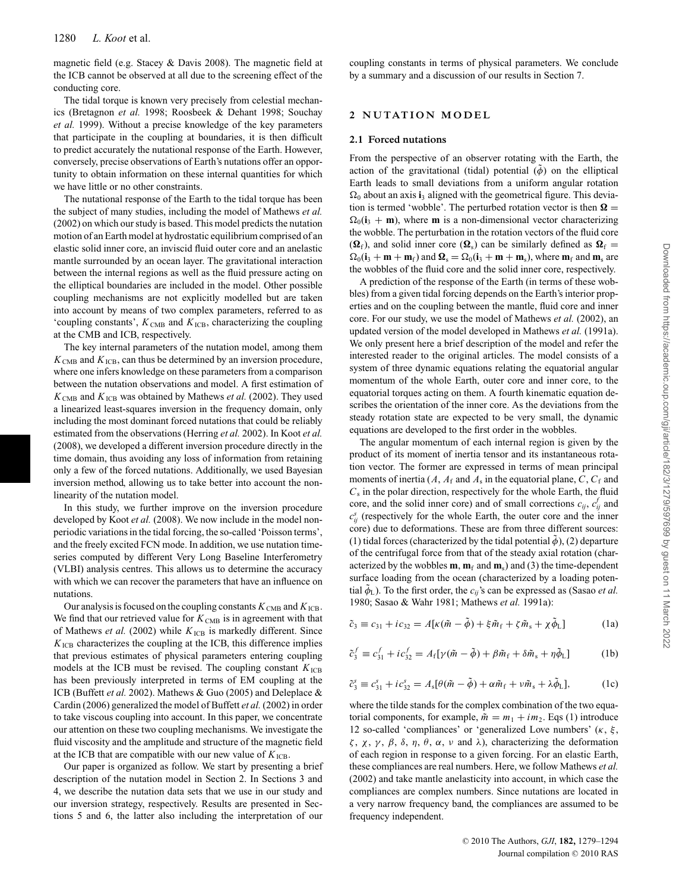magnetic field (e.g. Stacey & Davis 2008). The magnetic field at the ICB cannot be observed at all due to the screening effect of the conducting core.

The tidal torque is known very precisely from celestial mechanics (Bretagnon *et al.* 1998; Roosbeek & Dehant 1998; Souchay *et al.* 1999). Without a precise knowledge of the key parameters that participate in the coupling at boundaries, it is then difficult to predict accurately the nutational response of the Earth. However, conversely, precise observations of Earth's nutations offer an opportunity to obtain information on these internal quantities for which we have little or no other constraints.

The nutational response of the Earth to the tidal torque has been the subject of many studies, including the model of Mathews *et al.* (2002) on which our study is based. This model predicts the nutation motion of an Earth model at hydrostatic equilibrium comprised of an elastic solid inner core, an inviscid fluid outer core and an anelastic mantle surrounded by an ocean layer. The gravitational interaction between the internal regions as well as the fluid pressure acting on the elliptical boundaries are included in the model. Other possible coupling mechanisms are not explicitly modelled but are taken into account by means of two complex parameters, referred to as 'coupling constants', $K_{\mathrm{CMB}}$ and $K_{\mathrm{ICB}}$, characterizing the coupling at the CMB and ICB, respectively.

The key internal parameters of the nutation model, among them $K_{\mathrm{CMB}}$ and $K_{\mathrm{ICB}}$, can thus be determined by an inversion procedure, where one infers knowledge on these parameters from a comparison between the nutation observations and model. A first estimation of $K_{\mathrm{CMB}}$ and $K_{\mathrm{ICB}}$ was obtained by Mathews *et al.* (2002). They used a linearized least-squares inversion in the frequency domain, only including the most dominant forced nutations that could be reliably estimated from the observations (Herring *et al.* 2002). In Koot *et al.* (2008), we developed a different inversion procedure directly in the time domain, thus avoiding any loss of information from retaining only a few of the forced nutations. Additionally, we used Bayesian inversion method, allowing us to take better into account the non-linearity of the nutation model.

In this study, we further improve on the inversion procedure developed by Koot *et al.* (2008). We now include in the model non-periodic variations in the tidal forcing, the so-called 'Poisson terms', and the freely excited FCN mode. In addition, we use nutation time-series computed by different Very Long Baseline Interferometry (VLBI) analysis centres. This allows us to determine the accuracy with which we can recover the parameters that have an influence on nutations.

Our analysis is focused on the coupling constants $K_{\mathrm{CMB}}$ and $K_{\mathrm{ICB}}$. We find that our retrieved value for $K_{\mathrm{CMB}}$ is in agreement with that of Mathews *et al.* (2002) while $K_{\mathrm{ICB}}$ is markedly different. Since $K_{\mathrm{ICB}}$ characterizes the coupling at the ICB, this difference implies that previous estimates of physical parameters entering coupling models at the ICB must be revised. The coupling constant $K_{\mathrm{ICB}}$ has been previously interpreted in terms of EM coupling at the ICB (Buffett *et al.* 2002). Mathews & Guo (2005) and Deleplace & Cardin (2006) generalized the model of Buffett *et al.* (2002) in order to take viscous coupling into account. In this paper, we concentrate our attention on these two coupling mechanisms. We investigate the fluid viscosity and the amplitude and structure of the magnetic field at the ICB that are compatible with our new value of $K_{\mathrm{ICB}}$.

Our paper is organized as follow. We start by presenting a brief description of the nutation model in Section 2. In Sections 3 and 4, we describe the nutation data sets that we use in our study and our inversion strategy, respectively. Results are presented in Sections 5 and 6, the latter also including the interpretation of our coupling constants in terms of physical parameters. We conclude by a summary and a discussion of our results in Section 7.

## 2 NUTATION MODEL

### 2.1 Forced nutations

From the perspective of an observer rotating with the Earth, the action of the gravitational (tidal) potential ($\tilde{\phi}$) on the elliptical Earth leads to small deviations from a uniform angular rotation $\Omega_0$ about an axis $\mathbf{i}_3$ aligned with the geometrical figure. This deviation is termed 'wobble'. The perturbed rotation vector is then $\mathbf{\Omega} = \Omega_0(\mathbf{i}_3 + \mathbf{m})$, where $\mathbf{m}$ is a non-dimensional vector characterizing the wobble. The perturbation in the rotation vectors of the fluid core ($\mathbf{\Omega}_{\mathrm{f}}$), and solid inner core ($\mathbf{\Omega}_{\mathrm{s}}$) can be similarly defined as $\mathbf{\Omega}_{\mathrm{f}} = \Omega_0(\mathbf{i}_3 + \mathbf{m} + \mathbf{m}_{\mathrm{f}})$ and $\mathbf{\Omega}_{\mathrm{s}} = \Omega_0(\mathbf{i}_3 + \mathbf{m} + \mathbf{m}_{\mathrm{s}})$, where $\mathbf{m}_{\mathrm{f}}$ and $\mathbf{m}_{\mathrm{s}}$ are the wobbles of the fluid core and the solid inner core, respectively.

A prediction of the response of the Earth (in terms of these wobbles) from a given tidal forcing depends on the Earth's interior properties and on the coupling between the mantle, fluid core and inner core. For our study, we use the model of Mathews *et al.* (2002), an updated version of the model developed in Mathews *et al.* (1991a). We only present here a brief description of the model and refer the interested reader to the original articles. The model consists of a system of three dynamic equations relating the equatorial angular momentum of the whole Earth, outer core and inner core, to the equatorial torques acting on them. A fourth kinematic equation describes the orientation of the inner core. As the deviations from the steady rotation state are expected to be very small, the dynamic equations are developed to the first order in the wobbles.

The angular momentum of each internal region is given by the product of its moment of inertia tensor and its instantaneous rotation vector. The former are expressed in terms of mean principal moments of inertia ($A$, $A_{\mathrm{f}}$ and $A_{\mathrm{s}}$ in the equatorial plane, $C$, $C_{\mathrm{f}}$ and $C_{\mathrm{s}}$ in the polar direction, respectively for the whole Earth, the fluid core, and the solid inner core) and of small corrections $c_{ij}$, $c^f_{ij}$ and $c^s_{ij}$ (respectively for the whole Earth, the outer core and the inner core) due to deformations. These are from three different sources: (1) tidal forces (characterized by the tidal potential $\tilde{\phi}$), (2) departure of the centrifugal force from that of the steady axial rotation (characterized by the wobbles $\mathbf{m}$, $\mathbf{m}_{\mathrm{f}}$ and $\mathbf{m}_{\mathrm{s}}$) and (3) the time-dependent surface loading from the ocean (characterized by a loading potential $\tilde{\phi}_{\mathrm{L}}$). To the first order, the $c_{ij}$'s can be expressed as (Sasao *et al.* 1980; Sasao & Wahr 1981; Mathews *et al.* 1991a):

$$\tilde{c}_3 \equiv c_{31} + ic_{32} = A[\kappa(\tilde{m} - \tilde{\phi}) + \xi\tilde{m}_{\mathrm{f}} + \zeta\tilde{m}_{\mathrm{s}} + \chi\tilde{\phi}_{\mathrm{L}}] \tag{1a}$$

$$\tilde{c}^f_3 \equiv c^f_{31} + ic^f_{32} = A_{\mathrm{f}}[\gamma(\tilde{m} - \tilde{\phi}) + \beta\tilde{m}_{\mathrm{f}} + \delta\tilde{m}_{\mathrm{s}} + \eta\tilde{\phi}_{\mathrm{L}}] \tag{1b}$$

$$\tilde{c}^s_3 \equiv c^s_{31} + ic^s_{32} = A_{\mathrm{s}}[\theta(\tilde{m} - \tilde{\phi}) + \alpha\tilde{m}_{\mathrm{f}} + \nu\tilde{m}_{\mathrm{s}} + \lambda\tilde{\phi}_{\mathrm{L}}], \tag{1c}$$

where the tilde stands for the complex combination of the two equatorial components, for example, $\tilde{m} = m_1 + im_2$. Eqs (1) introduce 12 so-called 'compliances' or 'generalized Love numbers' ($\kappa$, $\xi$, $\zeta$, $\chi$, $\gamma$, $\beta$, $\delta$, $\eta$, $\theta$, $\alpha$, $\nu$ and $\lambda$), characterizing the deformation of each region in response to a given forcing. For an elastic Earth, these compliances are real numbers. Here, we follow Mathews *et al.* (2002) and take mantle anelasticity into account, in which case the compliances are complex numbers. Since nutations are located in a very narrow frequency band, the compliances are assumed to be frequency independent.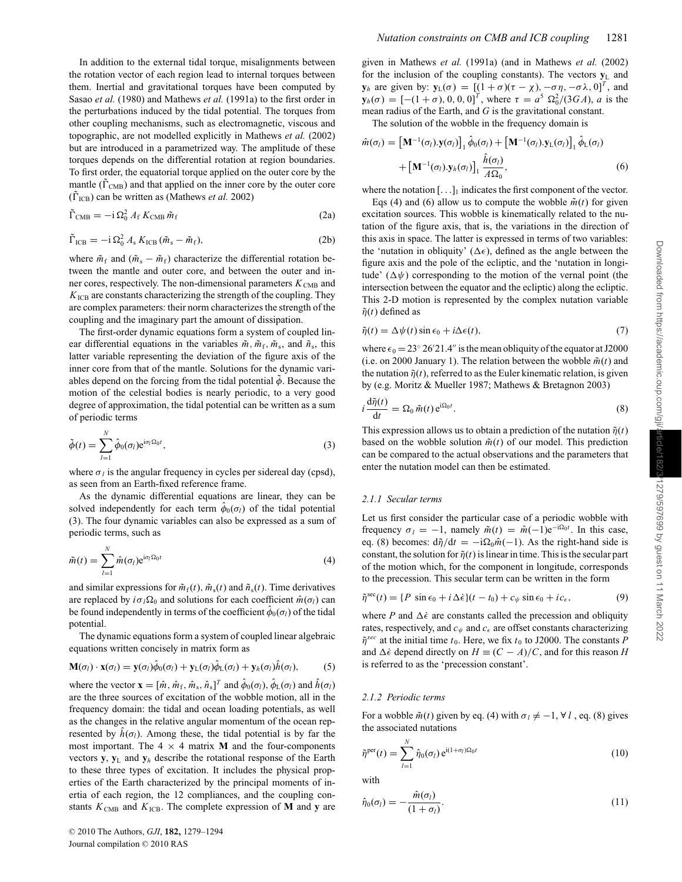In addition to the external tidal torque, misalignments between the rotation vector of each region lead to internal torques between them. Inertial and gravitational torques have been computed by Sasao *et al.* (1980) and Mathews *et al.* (1991a) to the first order in the perturbations induced by the tidal potential. The torques from other coupling mechanisms, such as electromagnetic, viscous and topographic, are not modelled explicitly in Mathews *et al.* (2002) but are introduced in a parametrized way. The amplitude of these torques depends on the differential rotation at region boundaries. To first order, the equatorial torque applied on the outer core by the mantle ($\tilde{\Gamma}_{\rm CMB}$) and that applied on the inner core by the outer core ($\tilde{\Gamma}_{\rm ICB}$) can be written as (Mathews *et al.* 2002)

$$\tilde{\Gamma}_{\rm CMB} = -{\rm i}\,\Omega_0^2\,A_{\rm f}\,K_{\rm CMB}\,\tilde{m}_{\rm f} \tag{2a}$$

$$\tilde{\Gamma}_{\rm ICB} = -{\rm i}\,\Omega_0^2\,A_{\rm s}\,K_{\rm ICB}\,(\tilde{m}_{\rm s} - \tilde{m}_{\rm f}), \tag{2b}$$

where $\tilde{m}_{\rm f}$ and $(\tilde{m}_{\rm s} - \tilde{m}_{\rm f})$ characterize the differential rotation between the mantle and outer core, and between the outer and inner cores, respectively. The non-dimensional parameters $K_{\rm CMB}$ and $K_{\rm ICB}$ are constants characterizing the strength of the coupling. They are complex parameters: their norm characterizes the strength of the coupling and the imaginary part the amount of dissipation.

The first-order dynamic equations form a system of coupled linear differential equations in the variables $\tilde{m}, \tilde{m}_{\rm f}, \tilde{m}_{\rm s}$, and $\tilde{n}_{\rm s}$, this latter variable representing the deviation of the figure axis of the inner core from that of the mantle. Solutions for the dynamic variables depend on the forcing from the tidal potential $\tilde{\phi}$. Because the motion of the celestial bodies is nearly periodic, to a very good degree of approximation, the tidal potential can be written as a sum of periodic terms

$$\tilde{\phi}(t) = \sum_{l=1}^{N} \hat{\phi}_0(\sigma_l) {\rm e}^{{\rm i}\sigma_l \Omega_0 t}, \tag{3}$$

where $\sigma_l$ is the angular frequency in cycles per sidereal day (cpsd), as seen from an Earth-fixed reference frame.

As the dynamic differential equations are linear, they can be solved independently for each term $\hat{\phi}_0(\sigma_l)$ of the tidal potential (3). The four dynamic variables can also be expressed as a sum of periodic terms, such as

$$\tilde{m}(t) = \sum_{l=1}^{N} \hat{m}(\sigma_l) {\rm e}^{{\rm i}\sigma_l \Omega_0 t} \tag{4}$$

and similar expressions for $\tilde{m}_{\rm f}(t)$, $\tilde{m}_{\rm s}(t)$ and $\tilde{n}_{\rm s}(t)$. Time derivatives are replaced by $i\sigma_l\Omega_0$ and solutions for each coefficient $\hat{m}(\sigma_l)$ can be found independently in terms of the coefficient $\hat{\phi}_0(\sigma_l)$ of the tidal potential.

The dynamic equations form a system of coupled linear algebraic equations written concisely in matrix form as

$$\mathbf{M}(\sigma_l) \cdot \mathbf{x}(\sigma_l) = \mathbf{y}(\sigma_l)\hat{\phi}_0(\sigma_l) + \mathbf{y}_{\rm L}(\sigma_l)\hat{\phi}_{\rm L}(\sigma_l) + \mathbf{y}_h(\sigma_l)\hat{h}(\sigma_l), \tag{5}$$

where the vector $\mathbf{x} = [\hat{m}, \hat{m}_{\rm f}, \hat{m}_{\rm s}, \hat{n}_{\rm s}]^T$ and $\hat{\phi}_0(\sigma_l)$, $\hat{\phi}_{\rm L}(\sigma_l)$ and $\hat{h}(\sigma_l)$ are the three sources of excitation of the wobble motion, all in the frequency domain: the tidal and ocean loading potentials, as well as the changes in the relative angular momentum of the ocean represented by $\hat{h}(\sigma_l)$. Among these, the tidal potential is by far the most important. The $4 \times 4$ matrix $\mathbf{M}$ and the four-components vectors $\mathbf{y}$, $\mathbf{y}_{\rm L}$ and $\mathbf{y}_h$ describe the rotational response of the Earth to these three types of excitation. It includes the physical properties of the Earth characterized by the principal moments of inertia of each region, the 12 compliances, and the coupling constants $K_{\rm CMB}$ and $K_{\rm ICB}$. The complete expression of $\mathbf{M}$ and $\mathbf{y}$ are given in Mathews *et al.* (1991a) (and in Mathews *et al.* (2002) for the inclusion of the coupling constants). The vectors $\mathbf{y}_{\rm L}$ and $\mathbf{y}_h$ are given by: $\mathbf{y}_{\rm L}(\sigma) = [(1+\sigma)(\tau - \chi), -\sigma\eta, -\sigma\lambda, 0]^T$, and $\mathbf{y}_h(\sigma) = [-(1+\sigma), 0, 0, 0]^T$, where $\tau = a^5\,\Omega_0^2/(3GA)$, $a$ is the mean radius of the Earth, and $G$ is the gravitational constant.

The solution of the wobble in the frequency domain is

$$\hat{m}(\sigma_l) = \left[\mathbf{M}^{-1}(\sigma_l).\mathbf{y}(\sigma_l)\right]_1 \hat{\phi}_0(\sigma_l) + \left[\mathbf{M}^{-1}(\sigma_l).\mathbf{y}_{\rm L}(\sigma_l)\right]_1 \hat{\phi}_{\rm L}(\sigma_l) + \left[\mathbf{M}^{-1}(\sigma_l).\mathbf{y}_h(\sigma_l)\right]_1 \frac{\hat{h}(\sigma_l)}{A\Omega_0}, \tag{6}$$

where the notation $[\ldots]_1$ indicates the first component of the vector.

Eqs (4) and (6) allow us to compute the wobble $\tilde{m}(t)$ for given excitation sources. This wobble is kinematically related to the nutation of the figure axis, that is, the variations in the direction of this axis in space. The latter is expressed in terms of two variables: the 'nutation in obliquity' ($\Delta\epsilon$), defined as the angle between the figure axis and the pole of the ecliptic, and the 'nutation in longitude' ($\Delta\psi$) corresponding to the motion of the vernal point (the intersection between the equator and the ecliptic) along the ecliptic. This 2-D motion is represented by the complex nutation variable $\tilde{\eta}(t)$ defined as

$$\tilde{\eta}(t) = \Delta\psi(t)\sin\epsilon_0 + i\Delta\epsilon(t), \tag{7}$$

where $\epsilon_0 = 23^\circ\,26'21.4''$ is the mean obliquity of the equator at J2000 (i.e. on 2000 January 1). The relation between the wobble $\tilde{m}(t)$ and the nutation $\tilde{\eta}(t)$, referred to as the Euler kinematic relation, is given by (e.g. Moritz & Mueller 1987; Mathews & Bretagnon 2003)

$$i\,\frac{{\rm d}\tilde{\eta}(t)}{{\rm d}t} = \Omega_0\,\tilde{m}(t)\,{\rm e}^{{\rm i}\Omega_0 t}. \tag{8}$$

This expression allows us to obtain a prediction of the nutation $\tilde{\eta}(t)$ based on the wobble solution $\tilde{m}(t)$ of our model. This prediction can be compared to the actual observations and the parameters that enter the nutation model can then be estimated.

#### 2.1.1 Secular terms

Let us first consider the particular case of a periodic wobble with frequency $\sigma_l = -1$, namely $\tilde{m}(t) = \hat{m}(-1){\rm e}^{-{\rm i}\Omega_0 t}$. In this case, eq. (8) becomes: ${\rm d}\tilde{\eta}/{\rm d}t = -{\rm i}\Omega_0\hat{m}(-1)$. As the right-hand side is constant, the solution for $\tilde{\eta}(t)$ is linear in time. This is the secular part of the motion which, for the component in longitude, corresponds to the precession. This secular term can be written in the form

$$\tilde{\eta}^{sec}(t) = \{P\,\sin\epsilon_0 + i\,\Delta\dot{\epsilon}\}(t - t_0) + c_\psi\,\sin\epsilon_0 + ic_\epsilon, \tag{9}$$

where $P$ and $\Delta\dot{\epsilon}$ are constants called the precession and obliquity rates, respectively, and $c_\psi$ and $c_\epsilon$ are offset constants characterizing $\tilde{\eta}^{sec}$ at the initial time $t_0$. Here, we fix $t_0$ to J2000. The constants $P$ and $\Delta\dot{\epsilon}$ depend directly on $H \equiv (C - A)/C$, and for this reason $H$ is referred to as the 'precession constant'.

#### 2.1.2 Periodic terms

For a wobble $\tilde{m}(t)$ given by eq. (4) with $\sigma_l \neq -1, \forall\, l$, eq. (8) gives the associated nutations

$$\tilde{\eta}^{\rm per}(t) = \sum_{l=1}^{N} \hat{\eta}_0(\sigma_l)\,{\rm e}^{{\rm i}(1+\sigma_l)\Omega_0 t} \tag{10}$$

with

$$\hat{\eta}_0(\sigma_l) = -\frac{\hat{m}(\sigma_l)}{(1+\sigma_l)}. \tag{11}$$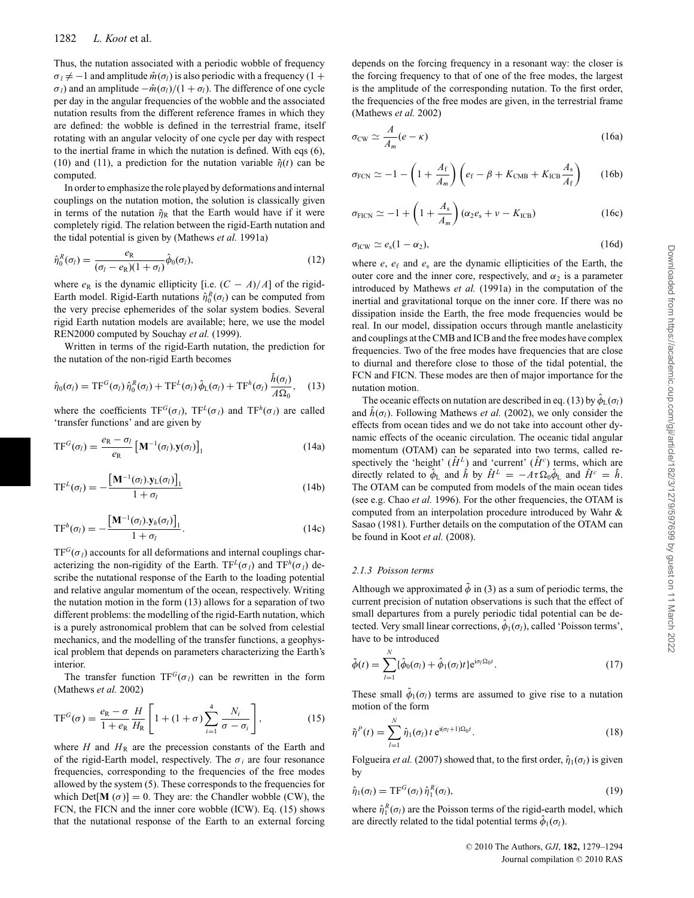Thus, the nutation associated with a periodic wobble of frequency $\sigma_l \neq -1$ and amplitude $\hat{m}(\sigma_l)$ is also periodic with a frequency $(1 + \sigma_l)$ and an amplitude $-\hat{m}(\sigma_l)/(1 + \sigma_l)$. The difference of one cycle per day in the angular frequencies of the wobble and the associated nutation results from the different reference frames in which they are defined: the wobble is defined in the terrestrial frame, itself rotating with an angular velocity of one cycle per day with respect to the inertial frame in which the nutation is defined. With eqs (6), (10) and (11), a prediction for the nutation variable $\tilde{\eta}(t)$ can be computed.

In order to emphasize the role played by deformations and internal couplings on the nutation motion, the solution is classically given in terms of the nutation $\tilde{\eta}_{\rm R}$ that the Earth would have if it were completely rigid. The relation between the rigid-Earth nutation and the tidal potential is given by (Mathews *et al.* 1991a)

$$\hat{\eta}_0^R(\sigma_l) = \frac{e_{\rm R}}{(\sigma_l - e_{\rm R})(1 + \sigma_l)} \hat{\phi}_0(\sigma_l), \tag{12}$$

where $e_{\rm R}$ is the dynamic ellipticity [i.e. $(C - A)/A$] of the rigid-Earth model. Rigid-Earth nutations $\hat{\eta}_0^R(\sigma_l)$ can be computed from the very precise ephemerides of the solar system bodies. Several rigid Earth nutation models are available; here, we use the model REN2000 computed by Souchay *et al.* (1999).

Written in terms of the rigid-Earth nutation, the prediction for the nutation of the non-rigid Earth becomes

$$\hat{\eta}_0(\sigma_l) = {\rm TF}^G(\sigma_l)\, \hat{\eta}_0^R(\sigma_l) + {\rm TF}^L(\sigma_l)\, \hat{\phi}_{\rm L}(\sigma_l) + {\rm TF}^h(\sigma_l)\, \frac{\hat{h}(\sigma_l)}{A\Omega_0}, \tag{13}$$

where the coefficients ${\rm TF}^G(\sigma_l)$, ${\rm TF}^L(\sigma_l)$ and ${\rm TF}^h(\sigma_l)$ are called 'transfer functions' and are given by

$$\mathrm{TF}^G(\sigma_l) = \frac{e_{\rm R} - \sigma_l}{e_{\rm R}} \left[\mathbf{M}^{-1}(\sigma_l).\mathbf{y}(\sigma_l)\right]_1 \tag{14a}$$

$$\mathrm{TF}^L(\sigma_l) = -\frac{\left[\mathbf{M}^{-1}(\sigma_l).\mathbf{y}_{\rm L}(\sigma_l)\right]_1}{1 + \sigma_l} \tag{14b}$$

$$\mathrm{TF}^h(\sigma_l) = -\frac{\left[\mathbf{M}^{-1}(\sigma_l).\mathbf{y}_h(\sigma_l)\right]_1}{1 + \sigma_l}. \tag{14c}$$

${\rm TF}^G(\sigma_l)$ accounts for all deformations and internal couplings characterizing the non-rigidity of the Earth. ${\rm TF}^L(\sigma_l)$ and ${\rm TF}^h(\sigma_l)$ describe the nutational response of the Earth to the loading potential and relative angular momentum of the ocean, respectively. Writing the nutation motion in the form (13) allows for a separation of two different problems: the modelling of the rigid-Earth nutation, which is a purely astronomical problem that can be solved from celestial mechanics, and the modelling of the transfer functions, a geophysical problem that depends on parameters characterizing the Earth's interior.

The transfer function ${\rm TF}^G(\sigma_l)$ can be rewritten in the form (Mathews *et al.* 2002)

$$\mathrm{TF}^G(\sigma) = \frac{e_{\rm R} - \sigma}{1 + e_{\rm R}} \frac{H}{H_{\rm R}} \left[1 + (1 + \sigma) \sum_{i=1}^{4} \frac{N_i}{\sigma - \sigma_i}\right], \tag{15}$$

where $H$ and $H_{\rm R}$ are the precession constants of the Earth and of the rigid-Earth model, respectively. The $\sigma_i$ are four resonance frequencies, corresponding to the frequencies of the free modes allowed by the system (5). These corresponds to the frequencies for which ${\rm Det}[\mathbf{M}\,(\sigma)] = 0$. They are: the Chandler wobble (CW), the FCN, the FICN and the inner core wobble (ICW). Eq. (15) shows that the nutational response of the Earth to an external forcing depends on the forcing frequency in a resonant way: the closer is the forcing frequency to that of one of the free modes, the largest is the amplitude of the corresponding nutation. To the first order, the frequencies of the free modes are given, in the terrestrial frame (Mathews *et al.* 2002)

$$\sigma_{\rm CW} \simeq \frac{A}{A_m}(e - \kappa) \tag{16a}$$

$$\sigma_{\rm FCN} \simeq -1 - \left(1 + \frac{A_{\rm f}}{A_m}\right)\left(e_{\rm f} - \beta + K_{\rm CMB} + K_{\rm ICB}\frac{A_{\rm s}}{A_{\rm f}}\right) \tag{16b}$$

$$\sigma_{\rm FICN} \simeq -1 + \left(1 + \frac{A_{\rm s}}{A_m}\right)(\alpha_2 e_{\rm s} + \nu - K_{\rm ICB}) \tag{16c}$$

$$\sigma_{\rm ICW} \simeq e_{\rm s}(1 - \alpha_2), \tag{16d}$$

where $e$, $e_{\rm f}$ and $e_{\rm s}$ are the dynamic ellipticities of the Earth, the outer core and the inner core, respectively, and $\alpha_2$ is a parameter introduced by Mathews *et al.* (1991a) in the computation of the inertial and gravitational torque on the inner core. If there was no dissipation inside the Earth, the free mode frequencies would be real. In our model, dissipation occurs through mantle anelasticity and couplings at the CMB and ICB and the free modes have complex frequencies. Two of the free modes have frequencies that are close to diurnal and therefore close to those of the tidal potential, the FCN and FICN. These modes are then of major importance for the nutation motion.

The oceanic effects on nutation are described in eq. (13) by $\hat{\phi}_{\rm L}(\sigma_l)$ and $\hat{h}(\sigma_l)$. Following Mathews *et al.* (2002), we only consider the effects from ocean tides and we do not take into account other dynamic effects of the oceanic circulation. The oceanic tidal angular momentum (OTAM) can be separated into two terms, called respectively the 'height' ($\hat{H}^L$) and 'current' ($\hat{H}^c$) terms, which are directly related to $\hat{\phi}_{\rm L}$ and $\hat{h}$ by $\hat{H}^L = -A\tau\Omega_0\hat{\phi}_{\rm L}$ and $\hat{H}^c = \hat{h}$. The OTAM can be computed from models of the main ocean tides (see e.g. Chao *et al.* 1996). For the other frequencies, the OTAM is computed from an interpolation procedure introduced by Wahr & Sasao (1981). Further details on the computation of the OTAM can be found in Koot *et al.* (2008).

### 2.1.3 Poisson terms

Although we approximated $\tilde{\phi}$ in (3) as a sum of periodic terms, the current precision of nutation observations is such that the effect of small departures from a purely periodic tidal potential can be detected. Very small linear corrections, $\hat{\phi}_1(\sigma_l)$, called 'Poisson terms', have to be introduced

$$\tilde{\phi}(t) = \sum_{l=1}^{N} \{\hat{\phi}_0(\sigma_l) + \hat{\phi}_1(\sigma_l)t\}{\rm e}^{{\rm i}\sigma_l\Omega_0 t}. \tag{17}$$

These small $\hat{\phi}_1(\sigma_l)$ terms are assumed to give rise to a nutation motion of the form

$$\tilde{\eta}^P(t) = \sum_{l=1}^{N} \hat{\eta}_1(\sigma_l)\, t\, {\rm e}^{{\rm i}(\sigma_l+1)\Omega_0 t}. \tag{18}$$

Folgueira *et al.* (2007) showed that, to the first order, $\hat{\eta}_1(\sigma_l)$ is given by

$$\hat{\eta}_1(\sigma_l) = {\rm TF}^G(\sigma_l)\, \hat{\eta}_1^R(\sigma_l), \tag{19}$$

where $\hat{\eta}_1^R(\sigma_l)$ are the Poisson terms of the rigid-earth model, which are directly related to the tidal potential terms $\hat{\phi}_1(\sigma_l)$.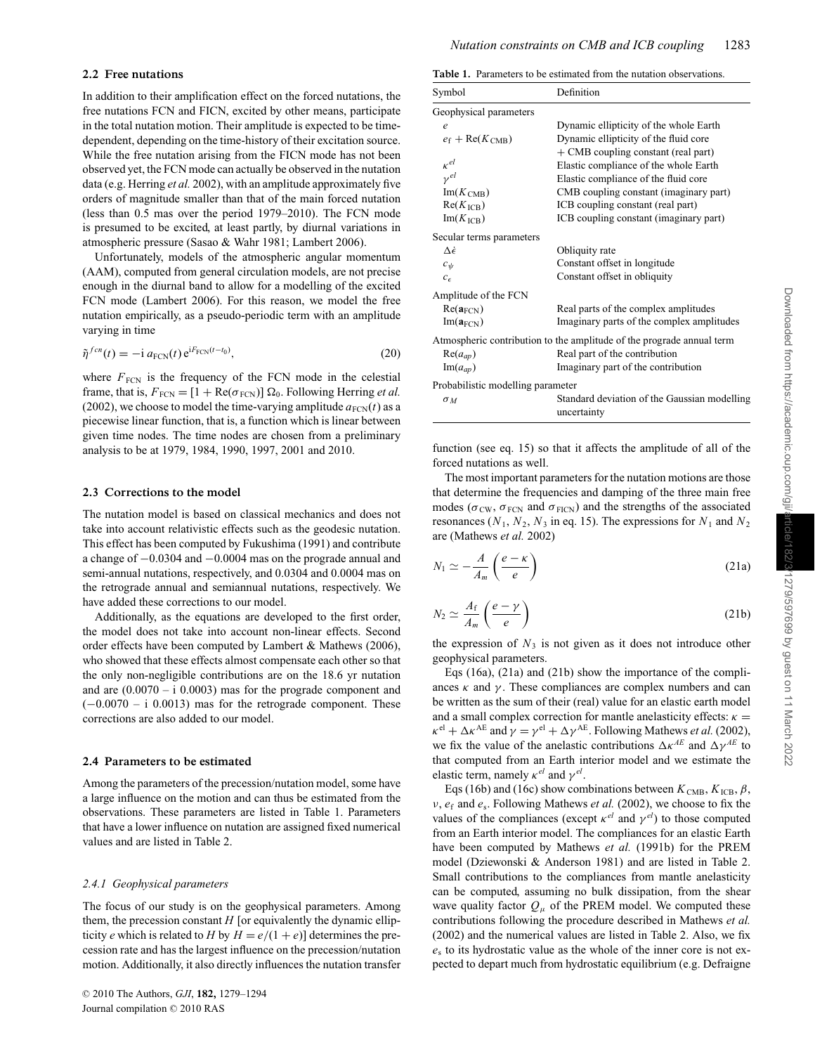### 2.2 Free nutations

In addition to their amplification effect on the forced nutations, the free nutations FCN and FICN, excited by other means, participate in the total nutation motion. Their amplitude is expected to be time-dependent, depending on the time-history of their excitation source. While the free nutation arising from the FICN mode has not been observed yet, the FCN mode can actually be observed in the nutation data (e.g. Herring *et al.* 2002), with an amplitude approximately five orders of magnitude smaller than that of the main forced nutation (less than 0.5 mas over the period 1979–2010). The FCN mode is presumed to be excited, at least partly, by diurnal variations in atmospheric pressure (Sasao & Wahr 1981; Lambert 2006).

Unfortunately, models of the atmospheric angular momentum (AAM), computed from general circulation models, are not precise enough in the diurnal band to allow for a modelling of the excited FCN mode (Lambert 2006). For this reason, we model the free nutation empirically, as a pseudo-periodic term with an amplitude varying in time

$$\tilde{\eta}^{fcn}(t) = -\mathrm{i}\, a_{\mathrm{FCN}}(t)\, \mathrm{e}^{\mathrm{i}F_{\mathrm{FCN}}(t-t_0)}, \tag{20}$$

where $F_{\mathrm{FCN}}$ is the frequency of the FCN mode in the celestial frame, that is, $F_{\mathrm{FCN}} = [1 + \mathrm{Re}(\sigma_{\mathrm{FCN}})]\,\Omega_0$. Following Herring *et al.* (2002), we choose to model the time-varying amplitude $a_{\mathrm{FCN}}(t)$ as a piecewise linear function, that is, a function which is linear between given time nodes. The time nodes are chosen from a preliminary analysis to be at 1979, 1984, 1990, 1997, 2001 and 2010.

### 2.3 Corrections to the model

The nutation model is based on classical mechanics and does not take into account relativistic effects such as the geodesic nutation. This effect has been computed by Fukushima (1991) and contribute a change of −0.0304 and −0.0004 mas on the prograde annual and semi-annual nutations, respectively, and 0.0304 and 0.0004 mas on the retrograde annual and semiannual nutations, respectively. We have added these corrections to our model.

Additionally, as the equations are developed to the first order, the model does not take into account non-linear effects. Second order effects have been computed by Lambert & Mathews (2006), who showed that these effects almost compensate each other so that the only non-negligible contributions are on the 18.6 yr nutation and are (0.0070 – i 0.0003) mas for the prograde component and (−0.0070 – i 0.0013) mas for the retrograde component. These corrections are also added to our model.

### 2.4 Parameters to be estimated

Among the parameters of the precession/nutation model, some have a large influence on the motion and can thus be estimated from the observations. These parameters are listed in Table 1. Parameters that have a lower influence on nutation are assigned fixed numerical values and are listed in Table 2.

#### 2.4.1 Geophysical parameters

The focus of our study is on the geophysical parameters. Among them, the precession constant $H$ [or equivalently the dynamic ellipticity $e$ which is related to $H$ by $H = e/(1+e)$] determines the precession rate and has the largest influence on the precession/nutation motion. Additionally, it also directly influences the nutation transfer function (see eq. 15) so that it affects the amplitude of all of the forced nutations as well.

**Table 1.** Parameters to be estimated from the nutation observations.

| Symbol | Definition |
|---|---|
| Geophysical parameters | |
| $e$ | Dynamic ellipticity of the whole Earth |
| $e_{\mathrm{f}} + \mathrm{Re}(K_{\mathrm{CMB}})$ | Dynamic ellipticity of the fluid core + CMB coupling constant (real part) |
| $\kappa^{el}$ | Elastic compliance of the whole Earth |
| $\gamma^{el}$ | Elastic compliance of the fluid core |
| $\mathrm{Im}(K_{\mathrm{CMB}})$ | CMB coupling constant (imaginary part) |
| $\mathrm{Re}(K_{\mathrm{ICB}})$ | ICB coupling constant (real part) |
| $\mathrm{Im}(K_{\mathrm{ICB}})$ | ICB coupling constant (imaginary part) |
| Secular terms parameters | |
| $\Delta\dot{\epsilon}$ | Obliquity rate |
| $c_{\psi}$ | Constant offset in longitude |
| $c_{\epsilon}$ | Constant offset in obliquity |
| Amplitude of the FCN | |
| $\mathrm{Re}(\mathbf{a}_{\mathrm{FCN}})$ | Real parts of the complex amplitudes |
| $\mathrm{Im}(\mathbf{a}_{\mathrm{FCN}})$ | Imaginary parts of the complex amplitudes |
| Atmospheric contribution to the amplitude of the prograde annual term | |
| $\mathrm{Re}(a_{ap})$ | Real part of the contribution |
| $\mathrm{Im}(a_{ap})$ | Imaginary part of the contribution |
| Probabilistic modelling parameter | |
| $\sigma_M$ | Standard deviation of the Gaussian modelling uncertainty |

The most important parameters for the nutation motions are those that determine the frequencies and damping of the three main free modes ($\sigma_{\mathrm{CW}}$, $\sigma_{\mathrm{FCN}}$ and $\sigma_{\mathrm{FICN}}$) and the strengths of the associated resonances ($N_1$, $N_2$, $N_3$ in eq. 15). The expressions for $N_1$ and $N_2$ are (Mathews *et al.* 2002)

$$N_1 \simeq -\frac{A}{A_m}\left(\frac{e-\kappa}{e}\right) \tag{21a}$$

$$N_2 \simeq \frac{A_{\mathrm{f}}}{A_m}\left(\frac{e-\gamma}{e}\right) \tag{21b}$$

the expression of $N_3$ is not given as it does not introduce other geophysical parameters.

Eqs (16a), (21a) and (21b) show the importance of the compliances $\kappa$ and $\gamma$. These compliances are complex numbers and can be written as the sum of their (real) value for an elastic earth model and a small complex correction for mantle anelasticity effects: $\kappa = \kappa^{\mathrm{el}} + \Delta\kappa^{\mathrm{AE}}$ and $\gamma = \gamma^{\mathrm{el}} + \Delta\gamma^{\mathrm{AE}}$. Following Mathews *et al.* (2002), we fix the value of the anelastic contributions $\Delta\kappa^{AE}$ and $\Delta\gamma^{AE}$ to that computed from an Earth interior model and we estimate the elastic term, namely $\kappa^{el}$ and $\gamma^{el}$.

Eqs (16b) and (16c) show combinations between $K_{\mathrm{CMB}}$, $K_{\mathrm{ICB}}$, $\beta$, $\nu$, $e_{\mathrm{f}}$ and $e_{\mathrm{s}}$. Following Mathews *et al.* (2002), we choose to fix the values of the compliances (except $\kappa^{el}$ and $\gamma^{el}$) to those computed from an Earth interior model. The compliances for an elastic Earth have been computed by Mathews *et al.* (1991b) for the PREM model (Dziewonski & Anderson 1981) and are listed in Table 2. Small contributions to the compliances from mantle anelasticity can be computed, assuming no bulk dissipation, from the shear wave quality factor $Q_\mu$ of the PREM model. We computed these contributions following the procedure described in Mathews *et al.* (2002) and the numerical values are listed in Table 2. Also, we fix $e_{\mathrm{s}}$ to its hydrostatic value as the whole of the inner core is not expected to depart much from hydrostatic equilibrium (e.g. Defraigne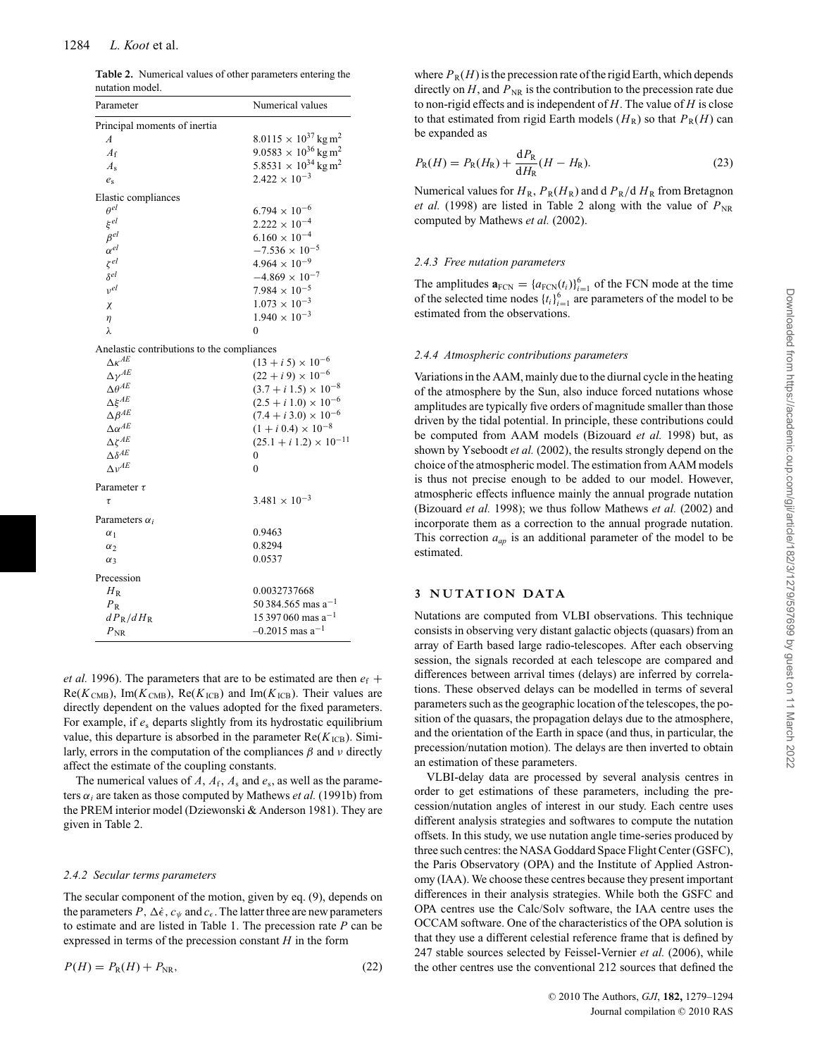**Table 2.** Numerical values of other parameters entering the nutation model.

| Parameter | Numerical values |
|---|---|
| Principal moments of inertia | |
| $A$ | $8.0115 \times 10^{37}$ kg m$^2$ |
| $A_\mathrm{f}$ | $9.0583 \times 10^{36}$ kg m$^2$ |
| $A_\mathrm{s}$ | $5.8531 \times 10^{34}$ kg m$^2$ |
| $e_\mathrm{s}$ | $2.422 \times 10^{-3}$ |
| Elastic compliances | |
| $\theta^{el}$ | $6.794 \times 10^{-6}$ |
| $\xi^{el}$ | $2.222 \times 10^{-4}$ |
| $\beta^{el}$ | $6.160 \times 10^{-4}$ |
| $\alpha^{el}$ | $-7.536 \times 10^{-5}$ |
| $\zeta^{el}$ | $4.964 \times 10^{-9}$ |
| $\delta^{el}$ | $-4.869 \times 10^{-7}$ |
| $\nu^{el}$ | $7.984 \times 10^{-5}$ |
| $\chi$ | $1.073 \times 10^{-3}$ |
| $\eta$ | $1.940 \times 10^{-3}$ |
| $\lambda$ | 0 |
| Anelastic contributions to the compliances | |
| $\Delta\kappa^{AE}$ | $(13 + i\,5) \times 10^{-6}$ |
| $\Delta\gamma^{AE}$ | $(22 + i\,9) \times 10^{-6}$ |
| $\Delta\theta^{AE}$ | $(3.7 + i\,1.5) \times 10^{-8}$ |
| $\Delta\xi^{AE}$ | $(2.5 + i\,1.0) \times 10^{-6}$ |
| $\Delta\beta^{AE}$ | $(7.4 + i\,3.0) \times 10^{-6}$ |
| $\Delta\alpha^{AE}$ | $(1 + i\,0.4) \times 10^{-8}$ |
| $\Delta\zeta^{AE}$ | $(25.1 + i\,1.2) \times 10^{-11}$ |
| $\Delta\delta^{AE}$ | 0 |
| $\Delta\nu^{AE}$ | 0 |
| Parameter $\tau$ | |
| $\tau$ | $3.481 \times 10^{-3}$ |
| Parameters $\alpha_i$ | |
| $\alpha_1$ | 0.9463 |
| $\alpha_2$ | 0.8294 |
| $\alpha_3$ | 0.0537 |
| Precession | |
| $H_\mathrm{R}$ | 0.0032737668 |
| $P_\mathrm{R}$ | 50 384.565 mas a$^{-1}$ |
| $dP_\mathrm{R}/dH_\mathrm{R}$ | 15 397 060 mas a$^{-1}$ |
| $P_\mathrm{NR}$ | $-0.2015$ mas a$^{-1}$ |

*et al.* 1996). The parameters that are to be estimated are then $e_\mathrm{f}$ + Re($K_\mathrm{CMB}$), Im($K_\mathrm{CMB}$), Re($K_\mathrm{ICB}$) and Im($K_\mathrm{ICB}$). Their values are directly dependent on the values adopted for the fixed parameters. For example, if $e_\mathrm{s}$ departs slightly from its hydrostatic equilibrium value, this departure is absorbed in the parameter Re($K_\mathrm{ICB}$). Similarly, errors in the computation of the compliances $\beta$ and $\nu$ directly affect the estimate of the coupling constants.

The numerical values of $A$, $A_\mathrm{f}$, $A_\mathrm{s}$ and $e_\mathrm{s}$, as well as the parameters $\alpha_i$ are taken as those computed by Mathews *et al.* (1991b) from the PREM interior model (Dziewonski & Anderson 1981). They are given in Table 2.

#### 2.4.2 Secular terms parameters

The secular component of the motion, given by eq. (9), depends on the parameters $P$, $\Delta\dot{\epsilon}$, $c_\psi$ and $c_\epsilon$. The latter three are new parameters to estimate and are listed in Table 1. The precession rate $P$ can be expressed in terms of the precession constant $H$ in the form

$$P(H) = P_\mathrm{R}(H) + P_\mathrm{NR}, \tag{22}$$

where $P_\mathrm{R}(H)$ is the precession rate of the rigid Earth, which depends directly on $H$, and $P_\mathrm{NR}$ is the contribution to the precession rate due to non-rigid effects and is independent of $H$. The value of $H$ is close to that estimated from rigid Earth models ($H_\mathrm{R}$) so that $P_\mathrm{R}(H)$ can be expanded as

$$P_\mathrm{R}(H) = P_\mathrm{R}(H_\mathrm{R}) + \frac{\mathrm{d}P_\mathrm{R}}{\mathrm{d}H_\mathrm{R}}(H - H_\mathrm{R}). \tag{23}$$

Numerical values for $H_\mathrm{R}$, $P_\mathrm{R}(H_\mathrm{R})$ and d $P_\mathrm{R}$/d $H_\mathrm{R}$ from Bretagnon *et al.* (1998) are listed in Table 2 along with the value of $P_\mathrm{NR}$ computed by Mathews *et al.* (2002).

#### 2.4.3 Free nutation parameters

The amplitudes $\mathbf{a}_\mathrm{FCN} = \{a_\mathrm{FCN}(t_i)\}_{i=1}^{6}$ of the FCN mode at the time of the selected time nodes $\{t_i\}_{i=1}^{6}$ are parameters of the model to be estimated from the observations.

#### 2.4.4 Atmospheric contributions parameters

Variations in the AAM, mainly due to the diurnal cycle in the heating of the atmosphere by the Sun, also induce forced nutations whose amplitudes are typically five orders of magnitude smaller than those driven by the tidal potential. In principle, these contributions could be computed from AAM models (Bizouard *et al.* 1998) but, as shown by Yseboodt *et al.* (2002), the results strongly depend on the choice of the atmospheric model. The estimation from AAM models is thus not precise enough to be added to our model. However, atmospheric effects influence mainly the annual prograde nutation (Bizouard *et al.* 1998); we thus follow Mathews *et al.* (2002) and incorporate them as a correction to the annual prograde nutation. This correction $a_{ap}$ is an additional parameter of the model to be estimated.

## 3 NUTATION DATA

Nutations are computed from VLBI observations. This technique consists in observing very distant galactic objects (quasars) from an array of Earth based large radio-telescopes. After each observing session, the signals recorded at each telescope are compared and differences between arrival times (delays) are inferred by correlations. These observed delays can be modelled in terms of several parameters such as the geographic location of the telescopes, the position of the quasars, the propagation delays due to the atmosphere, and the orientation of the Earth in space (and thus, in particular, the precession/nutation motion). The delays are then inverted to obtain an estimation of these parameters.

VLBI-delay data are processed by several analysis centres in order to get estimations of these parameters, including the precession/nutation angles of interest in our study. Each centre uses different analysis strategies and softwares to compute the nutation offsets. In this study, we use nutation angle time-series produced by three such centres: the NASA Goddard Space Flight Center (GSFC), the Paris Observatory (OPA) and the Institute of Applied Astronomy (IAA). We choose these centres because they present important differences in their analysis strategies. While both the GSFC and OPA centres use the Calc/Solv software, the IAA centre uses the OCCAM software. One of the characteristics of the OPA solution is that they use a different celestial reference frame that is defined by 247 stable sources selected by Feissel-Vernier *et al.* (2006), while the other centres use the conventional 212 sources that defined the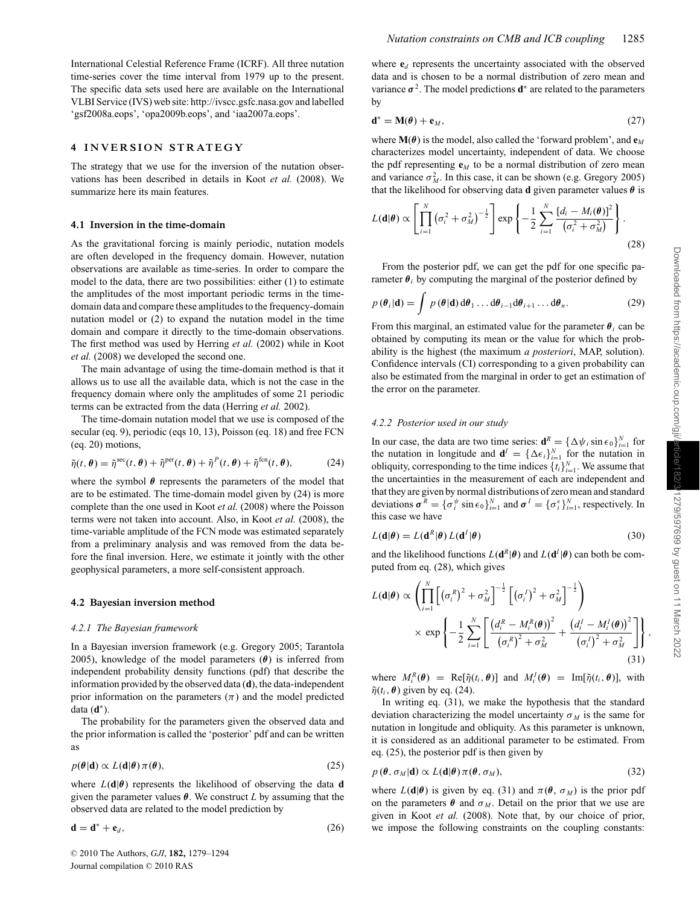International Celestial Reference Frame (ICRF). All three nutation time-series cover the time interval from 1979 up to the present. The specific data sets used here are available on the International VLBI Service (IVS) web site: http://ivscc.gsfc.nasa.gov and labelled 'gsf2008a.eops', 'opa2009b.eops', and 'iaa2007a.eops'.

## 4 INVERSION STRATEGY

The strategy that we use for the inversion of the nutation observations has been described in details in Koot *et al.* (2008). We summarize here its main features.

### 4.1 Inversion in the time-domain

As the gravitational forcing is mainly periodic, nutation models are often developed in the frequency domain. However, nutation observations are available as time-series. In order to compare the model to the data, there are two possibilities: either (1) to estimate the amplitudes of the most important periodic terms in the time-domain data and compare these amplitudes to the frequency-domain nutation model or (2) to expand the nutation model in the time domain and compare it directly to the time-domain observations. The first method was used by Herring *et al.* (2002) while in Koot *et al.* (2008) we developed the second one.

The main advantage of using the time-domain method is that it allows us to use all the available data, which is not the case in the frequency domain where only the amplitudes of some 21 periodic terms can be extracted from the data (Herring *et al.* 2002).

The time-domain nutation model that we use is composed of the secular (eq. 9), periodic (eqs 10, 13), Poisson (eq. 18) and free FCN (eq. 20) motions,

$$\tilde{\eta}(t, \boldsymbol{\theta}) = \tilde{\eta}^{\mathrm{sec}}(t, \boldsymbol{\theta}) + \tilde{\eta}^{\mathrm{per}}(t, \boldsymbol{\theta}) + \tilde{\eta}^{P}(t, \boldsymbol{\theta}) + \tilde{\eta}^{\mathrm{fcn}}(t, \boldsymbol{\theta}), \tag{24}$$

where the symbol $\boldsymbol{\theta}$ represents the parameters of the model that are to be estimated. The time-domain model given by (24) is more complete than the one used in Koot *et al.* (2008) where the Poisson terms were not taken into account. Also, in Koot *et al.* (2008), the time-variable amplitude of the FCN mode was estimated separately from a preliminary analysis and was removed from the data before the final inversion. Here, we estimate it jointly with the other geophysical parameters, a more self-consistent approach.

### 4.2 Bayesian inversion method

#### 4.2.1 The Bayesian framework

In a Bayesian inversion framework (e.g. Gregory 2005; Tarantola 2005), knowledge of the model parameters ($\boldsymbol{\theta}$) is inferred from independent probability density functions (pdf) that describe the information provided by the observed data ($\mathbf{d}$), the data-independent prior information on the parameters ($\pi$) and the model predicted data ($\mathbf{d}^*$).

The probability for the parameters given the observed data and the prior information is called the 'posterior' pdf and can be written as

$$p(\boldsymbol{\theta}|\mathbf{d}) \propto L(\mathbf{d}|\boldsymbol{\theta})\, \pi(\boldsymbol{\theta}), \tag{25}$$

where $L(\mathbf{d}|\boldsymbol{\theta})$ represents the likelihood of observing the data $\mathbf{d}$ given the parameter values $\boldsymbol{\theta}$. We construct $L$ by assuming that the observed data are related to the model prediction by

$$\mathbf{d} = \mathbf{d}^* + \mathbf{e}_d, \tag{26}$$

where $\mathbf{e}_d$ represents the uncertainty associated with the observed data and is chosen to be a normal distribution of zero mean and variance $\boldsymbol{\sigma}^2$. The model predictions $\mathbf{d}^*$ are related to the parameters by

$$\mathbf{d}^* = \mathbf{M}(\boldsymbol{\theta}) + \mathbf{e}_M, \tag{27}$$

where $\mathbf{M}(\boldsymbol{\theta})$ is the model, also called the 'forward problem', and $\mathbf{e}_M$ characterizes model uncertainty, independent of data. We choose the pdf representing $\mathbf{e}_M$ to be a normal distribution of zero mean and variance $\sigma_M^2$. In this case, it can be shown (e.g. Gregory 2005) that the likelihood for observing data $\mathbf{d}$ given parameter values $\boldsymbol{\theta}$ is

$$L(\mathbf{d}|\boldsymbol{\theta}) \propto \left[\prod_{i=1}^{N} \left(\sigma_i^2 + \sigma_M^2\right)^{-\frac{1}{2}}\right] \exp\left\{-\frac{1}{2}\sum_{i=1}^{N} \frac{\left[d_i - M_i(\boldsymbol{\theta})\right]^2}{\left(\sigma_i^2 + \sigma_M^2\right)}\right\}. \tag{28}$$

From the posterior pdf, we can get the pdf for one specific parameter $\boldsymbol{\theta}_i$ by computing the marginal of the posterior defined by

$$p\left(\boldsymbol{\theta}_i|\mathbf{d}\right) = \int p\left(\boldsymbol{\theta}|\mathbf{d}\right) \mathrm{d}\boldsymbol{\theta}_1 \ldots \mathrm{d}\boldsymbol{\theta}_{i-1} \mathrm{d}\boldsymbol{\theta}_{i+1} \ldots \mathrm{d}\boldsymbol{\theta}_n. \tag{29}$$

From this marginal, an estimated value for the parameter $\boldsymbol{\theta}_i$ can be obtained by computing its mean or the value for which the probability is the highest (the maximum *a posteriori*, MAP, solution). Confidence intervals (CI) corresponding to a given probability can also be estimated from the marginal in order to get an estimation of the error on the parameter.

#### 4.2.2 Posterior used in our study

In our case, the data are two time series: $\mathbf{d}^R = \{\Delta\psi_i \sin\epsilon_0\}_{i=1}^N$ for the nutation in longitude and $\mathbf{d}^I = \{\Delta\epsilon_i\}_{i=1}^N$ for the nutation in obliquity, corresponding to the time indices $\{t_i\}_{i=1}^N$. We assume that the uncertainties in the measurement of each are independent and that they are given by normal distributions of zero mean and standard deviations $\boldsymbol{\sigma}^R = \{\sigma_i^\psi \sin\epsilon_0\}_{i=1}^N$ and $\boldsymbol{\sigma}^I = \{\sigma_i^\epsilon\}_{i=1}^N$, respectively. In this case we have

$$L(\mathbf{d}|\boldsymbol{\theta}) = L(\mathbf{d}^R|\boldsymbol{\theta})\, L(\mathbf{d}^I|\boldsymbol{\theta}) \tag{30}$$

and the likelihood functions $L(\mathbf{d}^R|\boldsymbol{\theta})$ and $L(\mathbf{d}^I|\boldsymbol{\theta})$ can both be computed from eq. (28), which gives

$$L(\mathbf{d}|\boldsymbol{\theta}) \propto \left(\prod_{i=1}^{N}\left[\left(\sigma_i^R\right)^2 + \sigma_M^2\right]^{-\frac{1}{2}}\left[\left(\sigma_i^I\right)^2 + \sigma_M^2\right]^{-\frac{1}{2}}\right) \times \exp\left\{-\frac{1}{2}\sum_{i=1}^{N}\left[\frac{\left(d_i^R - M_i^R(\boldsymbol{\theta})\right)^2}{\left(\sigma_i^R\right)^2 + \sigma_M^2} + \frac{\left(d_i^I - M_i^I(\boldsymbol{\theta})\right)^2}{\left(\sigma_i^I\right)^2 + \sigma_M^2}\right]\right\}, \tag{31}$$

where $M_i^R(\boldsymbol{\theta}) = \mathrm{Re}[\tilde{\eta}(t_i, \boldsymbol{\theta})]$ and $M_i^I(\boldsymbol{\theta}) = \mathrm{Im}[\tilde{\eta}(t_i, \boldsymbol{\theta})]$, with $\tilde{\eta}(t_i, \boldsymbol{\theta})$ given by eq. (24).

In writing eq. (31), we make the hypothesis that the standard deviation characterizing the model uncertainty $\sigma_M$ is the same for nutation in longitude and obliquity. As this parameter is unknown, it is considered as an additional parameter to be estimated. From eq. (25), the posterior pdf is then given by

$$p\left(\boldsymbol{\theta}, \sigma_M|\mathbf{d}\right) \propto L(\mathbf{d}|\boldsymbol{\theta})\, \pi(\boldsymbol{\theta}, \sigma_M), \tag{32}$$

where $L(\mathbf{d}|\boldsymbol{\theta})$ is given by eq. (31) and $\pi(\boldsymbol{\theta}, \sigma_M)$ is the prior pdf on the parameters $\boldsymbol{\theta}$ and $\sigma_M$. Detail on the prior that we use are given in Koot *et al.* (2008). Note that, by our choice of prior, we impose the following constraints on the coupling constants: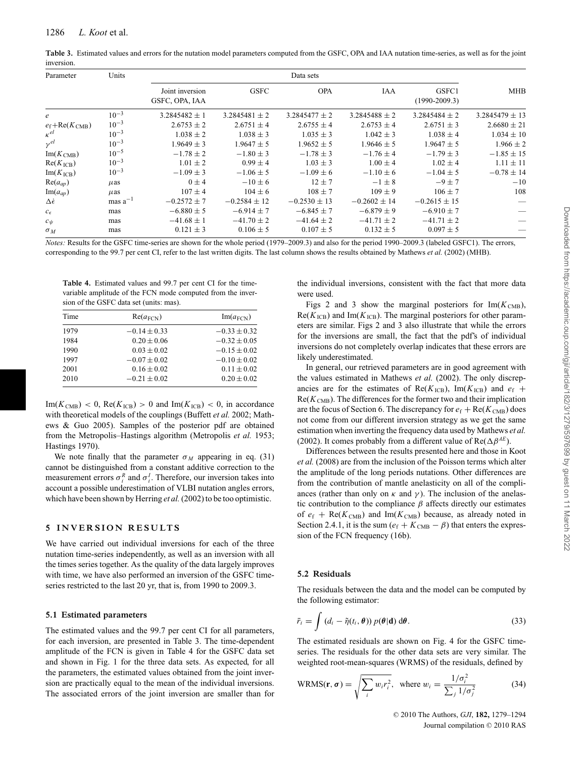**Table 3.** Estimated values and errors for the nutation model parameters computed from the GSFC, OPA and IAA nutation time-series, as well as for the joint inversion.

| Parameter | Units | Data sets | | | | | |
|---|---|---|---|---|---|---|---|
| | | Joint inversion GSFC, OPA, IAA | GSFC | OPA | IAA | GSFC1 (1990-2009.3) | MHB |
| $e$ | $10^{-3}$ | $3.2845482 \pm 1$ | $3.2845481 \pm 2$ | $3.2845477 \pm 2$ | $3.2845488 \pm 2$ | $3.2845484 \pm 2$ | $3.2845479 \pm 13$ |
| $e_f$+Re($K_{CMB}$) | $10^{-3}$ | $2.6753 \pm 2$ | $2.6751 \pm 4$ | $2.6755 \pm 4$ | $2.6753 \pm 4$ | $2.6751 \pm 3$ | $2.6680 \pm 21$ |
| $\kappa^{el}$ | $10^{-3}$ | $1.038 \pm 2$ | $1.038 \pm 3$ | $1.035 \pm 3$ | $1.042 \pm 3$ | $1.038 \pm 4$ | $1.034 \pm 10$ |
| $\gamma^{el}$ | $10^{-3}$ | $1.9649 \pm 3$ | $1.9647 \pm 5$ | $1.9652 \pm 5$ | $1.9646 \pm 5$ | $1.9647 \pm 5$ | $1.966 \pm 2$ |
| Im($K_{CMB}$) | $10^{-5}$ | $-1.78 \pm 2$ | $-1.80 \pm 3$ | $-1.78 \pm 3$ | $-1.76 \pm 4$ | $-1.79 \pm 3$ | $-1.85 \pm 15$ |
| Re($K_{ICB}$) | $10^{-3}$ | $1.01 \pm 2$ | $0.99 \pm 4$ | $1.03 \pm 3$ | $1.00 \pm 4$ | $1.02 \pm 4$ | $1.11 \pm 11$ |
| Im($K_{ICB}$) | $10^{-3}$ | $-1.09 \pm 3$ | $-1.06 \pm 5$ | $-1.09 \pm 6$ | $-1.10 \pm 6$ | $-1.04 \pm 5$ | $-0.78 \pm 14$ |
| Re($a_{ap}$) | $\mu$as | $0 \pm 4$ | $-10 \pm 6$ | $12 \pm 7$ | $-1 \pm 8$ | $-9 \pm 7$ | $-10$ |
| Im($a_{ap}$) | $\mu$as | $107 \pm 4$ | $104 \pm 6$ | $108 \pm 7$ | $109 \pm 9$ | $106 \pm 7$ | $108$ |
| $\Delta\dot{\epsilon}$ | mas a$^{-1}$ | $-0.2572 \pm 7$ | $-0.2584 \pm 12$ | $-0.2530 \pm 13$ | $-0.2602 \pm 14$ | $-0.2615 \pm 15$ | — |
| $c_\epsilon$ | mas | $-6.880 \pm 5$ | $-6.914 \pm 7$ | $-6.845 \pm 7$ | $-6.879 \pm 9$ | $-6.910 \pm 7$ | — |
| $c_\psi$ | mas | $-41.68 \pm 1$ | $-41.70 \pm 2$ | $-41.64 \pm 2$ | $-41.71 \pm 2$ | $-41.71 \pm 2$ | — |
| $\sigma_M$ | mas | $0.121 \pm 3$ | $0.106 \pm 5$ | $0.107 \pm 5$ | $0.132 \pm 5$ | $0.097 \pm 5$ | — |

*Notes:* Results for the GSFC time-series are shown for the whole period (1979–2009.3) and also for the period 1990–2009.3 (labeled GSFC1). The errors, corresponding to the 99.7 per cent CI, refer to the last written digits. The last column shows the results obtained by Mathews *et al.* (2002) (MHB).

**Table 4.** Estimated values and 99.7 per cent CI for the time-variable amplitude of the FCN mode computed from the inversion of the GSFC data set (units: mas).

| Time | Re($a_{FCN}$) | Im($a_{FCN}$) |
|---|---|---|
| 1979 | $-0.14 \pm 0.33$ | $-0.33 \pm 0.32$ |
| 1984 | $0.20 \pm 0.06$ | $-0.32 \pm 0.05$ |
| 1990 | $0.03 \pm 0.02$ | $-0.15 \pm 0.02$ |
| 1997 | $-0.07 \pm 0.02$ | $-0.10 \pm 0.02$ |
| 2001 | $0.16 \pm 0.02$ | $0.11 \pm 0.02$ |
| 2010 | $-0.21 \pm 0.02$ | $0.20 \pm 0.02$ |

Im($K_{CMB}$) $< 0$, Re($K_{ICB}$) $> 0$ and Im($K_{ICB}$) $< 0$, in accordance with theoretical models of the couplings (Buffett *et al.* 2002; Mathews & Guo 2005). Samples of the posterior pdf are obtained from the Metropolis–Hastings algorithm (Metropolis *et al.* 1953; Hastings 1970).

We note finally that the parameter $\sigma_M$ appearing in eq. (31) cannot be distinguished from a constant additive correction to the measurement errors $\sigma_i^R$ and $\sigma_i^I$. Therefore, our inversion takes into account a possible underestimation of VLBI nutation angles errors, which have been shown by Herring *et al.* (2002) to be too optimistic.

## 5 INVERSION RESULTS

We have carried out individual inversions for each of the three nutation time-series independently, as well as an inversion with all the times series together. As the quality of the data largely improves with time, we have also performed an inversion of the GSFC time-series restricted to the last 20 yr, that is, from 1990 to 2009.3.

### 5.1 Estimated parameters

The estimated values and the 99.7 per cent CI for all parameters, for each inversion, are presented in Table 3. The time-dependent amplitude of the FCN is given in Table 4 for the GSFC data set and shown in Fig. 1 for the three data sets. As expected, for all the parameters, the estimated values obtained from the joint inversion are practically equal to the mean of the individual inversions. The associated errors of the joint inversion are smaller than for the individual inversions, consistent with the fact that more data were used.

Figs 2 and 3 show the marginal posteriors for Im($K_{CMB}$), Re($K_{ICB}$) and Im($K_{ICB}$). The marginal posteriors for other parameters are similar. Figs 2 and 3 also illustrate that while the errors for the inversions are small, the fact that the pdf's of individual inversions do not completely overlap indicates that these errors are likely underestimated.

In general, our retrieved parameters are in good agreement with the values estimated in Mathews *et al.* (2002). The only discrepancies are for the estimates of Re($K_{ICB}$), Im($K_{ICB}$) and $e_f$ + Re($K_{CMB}$). The differences for the former two and their implication are the focus of Section 6. The discrepancy for $e_f$ + Re($K_{CMB}$) does not come from our different inversion strategy as we get the same estimation when inverting the frequency data used by Mathews *et al.* (2002). It comes probably from a different value of Re($\Delta\beta^{AE}$).

Differences between the results presented here and those in Koot *et al.* (2008) are from the inclusion of the Poisson terms which alter the amplitude of the long periods nutations. Other differences are from the contribution of mantle anelasticity on all of the compliances (rather than only on $\kappa$ and $\gamma$). The inclusion of the anelastic contribution to the compliance $\beta$ affects directly our estimates of $e_f$ + Re($K_{CMB}$) and Im($K_{CMB}$) because, as already noted in Section 2.4.1, it is the sum ($e_f + K_{CMB} - \beta$) that enters the expression of the FCN frequency (16b).

### 5.2 Residuals

The residuals between the data and the model can be computed by the following estimator:

$$\bar{r}_i = \int (d_i - \tilde{\eta}(t_i, \boldsymbol{\theta}))\, p(\boldsymbol{\theta}|\mathbf{d})\, \mathrm{d}\boldsymbol{\theta}. \tag{33}$$

The estimated residuals are shown on Fig. 4 for the GSFC time-series. The residuals for the other data sets are very similar. The weighted root-mean-squares (WRMS) of the residuals, defined by

$$\mathrm{WRMS}(\mathbf{r}, \boldsymbol{\sigma}) = \sqrt{\sum_i w_i r_i^2}, \quad \text{where } w_i = \frac{1/\sigma_i^2}{\sum_j 1/\sigma_j^2} \tag{34}$$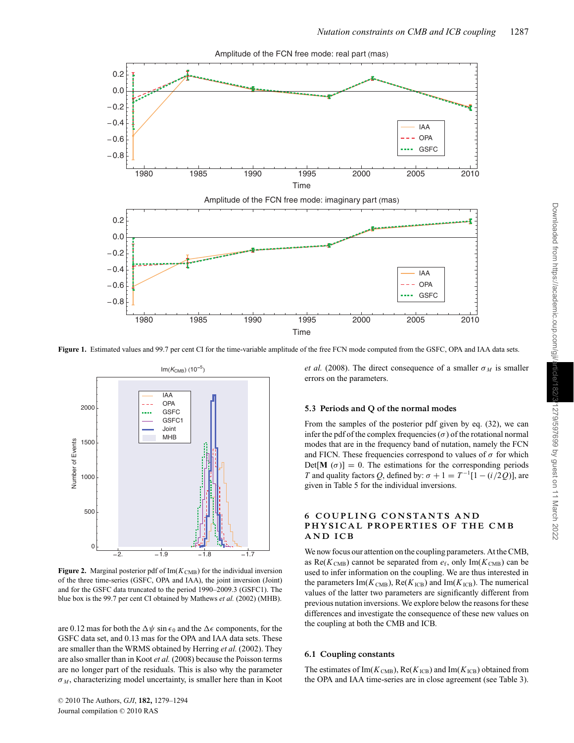Figure 1. Estimated values and 99.7 per cent CI for the time-variable amplitude of the free FCN mode computed from the GSFC, OPA and IAA data sets.

Figure 2. Marginal posterior pdf of $\mathrm{Im}(K_{\mathrm{CMB}})$ for the individual inversion of the three time-series (GSFC, OPA and IAA), the joint inversion (Joint) and for the GSFC data truncated to the period 1990–2009.3 (GSFC1). The blue box is the 99.7 per cent CI obtained by Mathews *et al.* (2002) (MHB).

are 0.12 mas for both the $\Delta\psi \sin\epsilon_0$ and the $\Delta\epsilon$ components, for the GSFC data set, and 0.13 mas for the OPA and IAA data sets. These are smaller than the WRMS obtained by Herring *et al.* (2002). They are also smaller than in Koot *et al.* (2008) because the Poisson terms are no longer part of the residuals. This is also why the parameter $\sigma_M$, characterizing model uncertainty, is smaller here than in Koot *et al.* (2008). The direct consequence of a smaller $\sigma_M$ is smaller errors on the parameters.

### 5.3 Periods and Q of the normal modes

From the samples of the posterior pdf given by eq. (32), we can infer the pdf of the complex frequencies ($\sigma$) of the rotational normal modes that are in the frequency band of nutation, namely the FCN and FICN. These frequencies correspond to values of $\sigma$ for which $\mathrm{Det}[\mathbf{M}\ (\sigma)] = 0$. The estimations for the corresponding periods $T$ and quality factors $Q$, defined by: $\sigma + 1 = T^{-1}[1 - (i/2Q)]$, are given in Table 5 for the individual inversions.

## 6 COUPLING CONSTANTS AND PHYSICAL PROPERTIES OF THE CMB AND ICB

We now focus our attention on the coupling parameters. At the CMB, as $\mathrm{Re}(K_{\mathrm{CMB}})$ cannot be separated from $e_{\mathrm{f}}$, only $\mathrm{Im}(K_{\mathrm{CMB}})$ can be used to infer information on the coupling. We are thus interested in the parameters $\mathrm{Im}(K_{\mathrm{CMB}})$, $\mathrm{Re}(K_{\mathrm{ICB}})$ and $\mathrm{Im}(K_{\mathrm{ICB}})$. The numerical values of the latter two parameters are significantly different from previous nutation inversions. We explore below the reasons for these differences and investigate the consequence of these new values on the coupling at both the CMB and ICB.

### 6.1 Coupling constants

The estimates of $\mathrm{Im}(K_{\mathrm{CMB}})$, $\mathrm{Re}(K_{\mathrm{ICB}})$ and $\mathrm{Im}(K_{\mathrm{ICB}})$ obtained from the OPA and IAA time-series are in close agreement (see Table 3).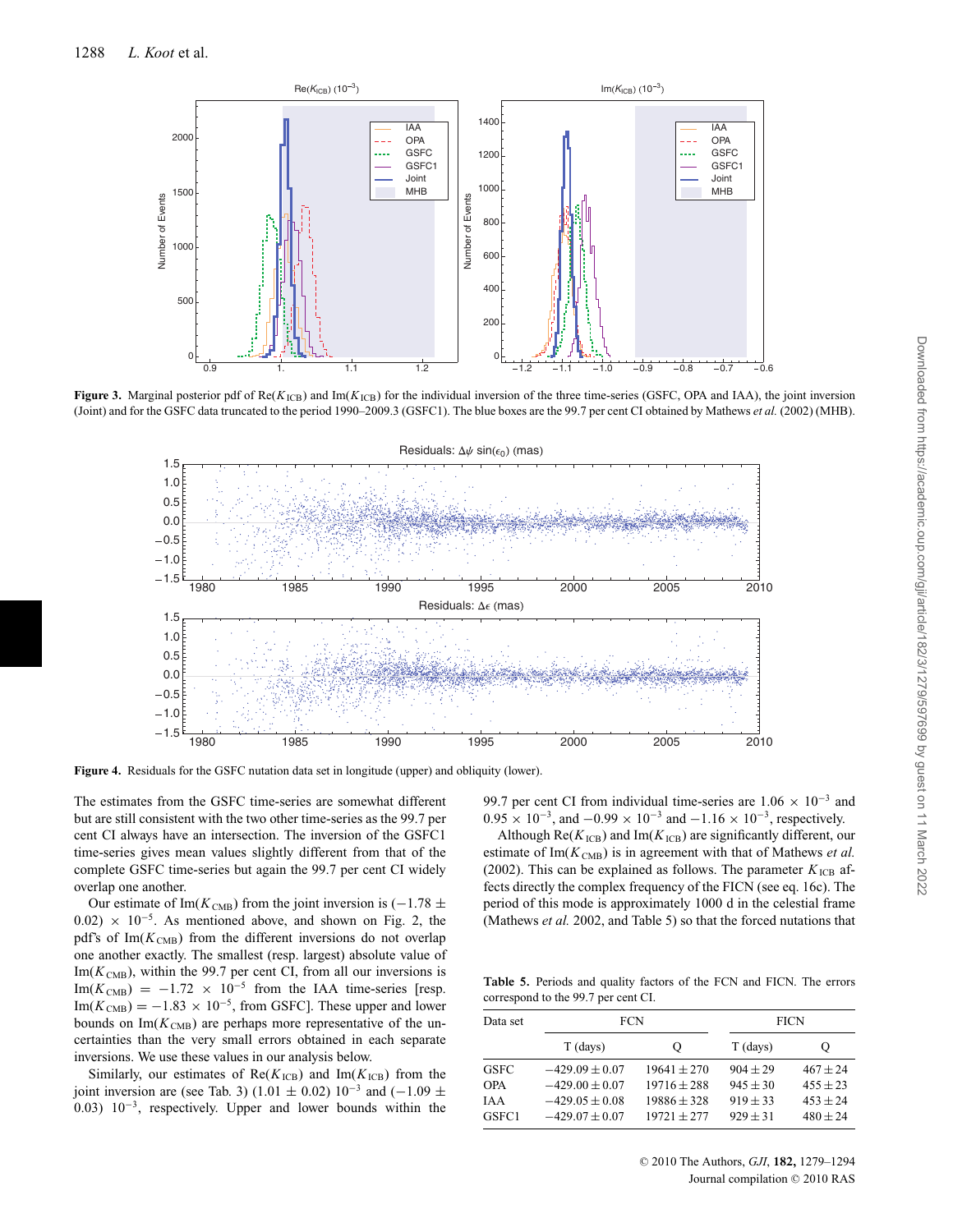**Figure 3.** Marginal posterior pdf of Re($K_{\rm ICB}$) and Im($K_{\rm ICB}$) for the individual inversion of the three time-series (GSFC, OPA and IAA), the joint inversion (Joint) and for the GSFC data truncated to the period 1990–2009.3 (GSFC1). The blue boxes are the 99.7 per cent CI obtained by Mathews *et al.* (2002) (MHB).

**Figure 4.** Residuals for the GSFC nutation data set in longitude (upper) and obliquity (lower).

The estimates from the GSFC time-series are somewhat different but are still consistent with the two other time-series as the 99.7 per cent CI always have an intersection. The inversion of the GSFC1 time-series gives mean values slightly different from that of the complete GSFC time-series but again the 99.7 per cent CI widely overlap one another.

Our estimate of Im($K_{\rm CMB}$) from the joint inversion is $(-1.78 \pm 0.02) \times 10^{-5}$. As mentioned above, and shown on Fig. 2, the pdf's of Im($K_{\rm CMB}$) from the different inversions do not overlap one another exactly. The smallest (resp. largest) absolute value of Im($K_{\rm CMB}$), within the 99.7 per cent CI, from all our inversions is Im($K_{\rm CMB}$) $= -1.72 \times 10^{-5}$ from the IAA time-series [resp. Im($K_{\rm CMB}$) $= -1.83 \times 10^{-5}$, from GSFC]. These upper and lower bounds on Im($K_{\rm CMB}$) are perhaps more representative of the uncertainties than the very small errors obtained in each separate inversions. We use these values in our analysis below.

Similarly, our estimates of Re($K_{\rm ICB}$) and Im($K_{\rm ICB}$) from the joint inversion are (see Tab. 3) $(1.01 \pm 0.02)\ 10^{-3}$ and $(-1.09 \pm 0.03)\ 10^{-3}$, respectively. Upper and lower bounds within the 99.7 per cent CI from individual time-series are $1.06 \times 10^{-3}$ and $0.95 \times 10^{-3}$, and $-0.99 \times 10^{-3}$ and $-1.16 \times 10^{-3}$, respectively.

Although Re($K_{\rm ICB}$) and Im($K_{\rm ICB}$) are significantly different, our estimate of Im($K_{\rm CMB}$) is in agreement with that of Mathews *et al.* (2002). This can be explained as follows. The parameter $K_{\rm ICB}$ affects directly the complex frequency of the FICN (see eq. 16c). The period of this mode is approximately 1000 d in the celestial frame (Mathews *et al.* 2002, and Table 5) so that the forced nutations that

**Table 5.** Periods and quality factors of the FCN and FICN. The errors correspond to the 99.7 per cent CI.

| Data set | FCN | | FICN | |
|---|---|---|---|---|
| | T (days) | Q | T (days) | Q |
| GSFC | $-429.09 \pm 0.07$ | $19641 \pm 270$ | $904 \pm 29$ | $467 \pm 24$ |
| OPA | $-429.00 \pm 0.07$ | $19716 \pm 288$ | $945 \pm 30$ | $455 \pm 23$ |
| IAA | $-429.05 \pm 0.08$ | $19886 \pm 328$ | $919 \pm 33$ | $453 \pm 24$ |
| GSFC1 | $-429.07 \pm 0.07$ | $19721 \pm 277$ | $929 \pm 31$ | $480 \pm 24$ |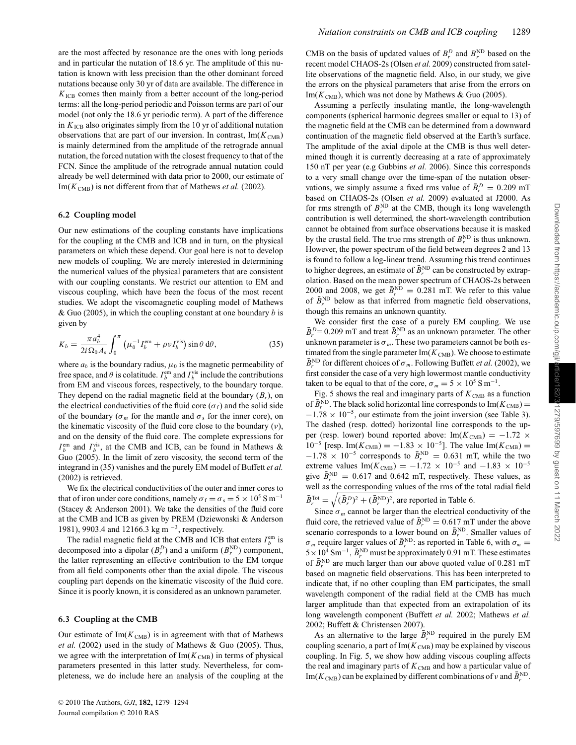are the most affected by resonance are the ones with long periods and in particular the nutation of 18.6 yr. The amplitude of this nutation is known with less precision than the other dominant forced nutations because only 30 yr of data are available. The difference in $K_{\mathrm{ICB}}$ comes then mainly from a better account of the long-period terms: all the long-period periodic and Poisson terms are part of our model (not only the 18.6 yr periodic term). A part of the difference in $K_{\mathrm{ICB}}$ also originates simply from the 10 yr of additional nutation observations that are part of our inversion. In contrast, $\mathrm{Im}(K_{\mathrm{CMB}})$ is mainly determined from the amplitude of the retrograde annual nutation, the forced nutation with the closest frequency to that of the FCN. Since the amplitude of the retrograde annual nutation could already be well determined with data prior to 2000, our estimate of $\mathrm{Im}(K_{\mathrm{CMB}})$ is not different from that of Mathews *et al.* (2002).

### 6.2 Coupling model

Our new estimations of the coupling constants have implications for the coupling at the CMB and ICB and in turn, on the physical parameters on which these depend. Our goal here is not to develop new models of coupling. We are merely interested in determining the numerical values of the physical parameters that are consistent with our coupling constants. We restrict our attention to EM and viscous coupling, which have been the focus of the most recent studies. We adopt the viscomagnetic coupling model of Mathews & Guo (2005), in which the coupling constant at one boundary $b$ is given by

$$K_b = \frac{\pi a_b^4}{2i\,\Omega_0 A_{\mathrm{s}}} \int_0^{\pi} \left(\mu_0^{-1} I_b^{\mathrm{em}} + \rho\nu I_b^{\mathrm{vis}}\right) \sin\theta \,\mathrm{d}\theta, \tag{35}$$

where $a_b$ is the boundary radius, $\mu_0$ is the magnetic permeability of free space, and $\theta$ is colatitude. $I_b^{\mathrm{em}}$ and $I_b^{\mathrm{vis}}$ include the contributions from EM and viscous forces, respectively, to the boundary torque. They depend on the radial magnetic field at the boundary ($B_r$), on the electrical conductivities of the fluid core ($\sigma_{\mathrm{f}}$) and the solid side of the boundary ($\sigma_m$ for the mantle and $\sigma_{\mathrm{s}}$ for the inner core), on the kinematic viscosity of the fluid core close to the boundary ($\nu$), and on the density of the fluid core. The complete expressions for $I_b^{\mathrm{em}}$ and $I_b^{\mathrm{vis}}$, at the CMB and ICB, can be found in Mathews & Guo (2005). In the limit of zero viscosity, the second term of the integrand in (35) vanishes and the purely EM model of Buffett *et al.* (2002) is retrieved.

We fix the electrical conductivities of the outer and inner cores to that of iron under core conditions, namely $\sigma_{\mathrm{f}} = \sigma_{\mathrm{s}} = 5 \times 10^5\ \mathrm{S\,m^{-1}}$ (Stacey & Anderson 2001). We take the densities of the fluid core at the CMB and ICB as given by PREM (Dziewonski & Anderson 1981), 9903.4 and 12166.3 kg m $^{-3}$, respectively.

The radial magnetic field at the CMB and ICB that enters $I_b^{\mathrm{em}}$ is decomposed into a dipolar ($B_r^D$) and a uniform ($B_r^{\mathrm{ND}}$) component, the latter representing an effective contribution to the EM torque from all field components other than the axial dipole. The viscous coupling part depends on the kinematic viscosity of the fluid core. Since it is poorly known, it is considered as an unknown parameter.

### 6.3 Coupling at the CMB

Our estimate of $\mathrm{Im}(K_{\mathrm{CMB}})$ is in agreement with that of Mathews *et al.* (2002) used in the study of Mathews & Guo (2005). Thus, we agree with the interpretation of $\mathrm{Im}(K_{\mathrm{CMB}})$ in terms of physical parameters presented in this latter study. Nevertheless, for completeness, we do include here an analysis of the coupling at the CMB on the basis of updated values of $B_r^D$ and $B_r^{\mathrm{ND}}$ based on the recent model CHAOS-2s (Olsen *et al.* 2009) constructed from satellite observations of the magnetic field. Also, in our study, we give the errors on the physical parameters that arise from the errors on $\mathrm{Im}(K_{\mathrm{CMB}})$, which was not done by Mathews & Guo (2005).

Assuming a perfectly insulating mantle, the long-wavelength components (spherical harmonic degrees smaller or equal to 13) of the magnetic field at the CMB can be determined from a downward continuation of the magnetic field observed at the Earth's surface. The amplitude of the axial dipole at the CMB is thus well determined though it is currently decreasing at a rate of approximately 150 nT per year (e.g Gubbins *et al.* 2006). Since this corresponds to a very small change over the time-span of the nutation observations, we simply assume a fixed rms value of $\bar{B}_r^D = 0.209$ mT based on CHAOS-2s (Olsen *et al.* 2009) evaluated at J2000. As for rms strength of $B_r^{\mathrm{ND}}$ at the CMB, though its long wavelength contribution is well determined, the short-wavelength contribution cannot be obtained from surface observations because it is masked by the crustal field. The true rms strength of $B_r^{\mathrm{ND}}$ is thus unknown. However, the power spectrum of the field between degrees 2 and 13 is found to follow a log-linear trend. Assuming this trend continues to higher degrees, an estimate of $\bar{B}_r^{\mathrm{ND}}$ can be constructed by extrapolation. Based on the mean power spectrum of CHAOS-2s between 2000 and 2008, we get $\bar{B}_r^{\mathrm{ND}} = 0.281$ mT. We refer to this value of $\bar{B}_r^{\mathrm{ND}}$ below as that inferred from magnetic field observations, though this remains an unknown quantity.

We consider first the case of a purely EM coupling. We use $\bar{B}_r^D = 0.209$ mT and treat $\bar{B}_r^{\mathrm{ND}}$ as an unknown parameter. The other unknown parameter is $\sigma_m$. These two parameters cannot be both estimated from the single parameter $\mathrm{Im}(K_{\mathrm{CMB}})$. We choose to estimate $\bar{B}_r^{\mathrm{ND}}$ for different choices of $\sigma_m$. Following Buffett *et al.* (2002), we first consider the case of a very high lowermost mantle conductivity taken to be equal to that of the core, $\sigma_m = 5 \times 10^5\ \mathrm{S\,m^{-1}}$.

Fig. 5 shows the real and imaginary parts of $K_{\mathrm{CMB}}$ as a function of $\bar{B}_r^{\mathrm{ND}}$. The black solid horizontal line corresponds to $\mathrm{Im}(K_{\mathrm{CMB}}) = -1.78 \times 10^{-5}$, our estimate from the joint inversion (see Table 3). The dashed (resp. dotted) horizontal line corresponds to the upper (resp. lower) bound reported above: $\mathrm{Im}(K_{\mathrm{CMB}}) = -1.72 \times 10^{-5}$ [resp. $\mathrm{Im}(K_{\mathrm{CMB}}) = -1.83 \times 10^{-5}$]. The value $\mathrm{Im}(K_{\mathrm{CMB}}) = -1.78 \times 10^{-5}$ corresponds to $\bar{B}_r^{\mathrm{ND}} = 0.631$ mT, while the two extreme values $\mathrm{Im}(K_{\mathrm{CMB}}) = -1.72 \times 10^{-5}$ and $-1.83 \times 10^{-5}$ give $\bar{B}_r^{\mathrm{ND}} = 0.617$ and $0.642$ mT, respectively. These values, as well as the corresponding values of the rms of the total radial field $\bar{B}_r^{\mathrm{Tot}} = \sqrt{(\bar{B}_r^D)^2 + (\bar{B}_r^{\mathrm{ND}})^2}$, are reported in Table 6.

Since $\sigma_m$ cannot be larger than the electrical conductivity of the fluid core, the retrieved value of $\bar{B}_r^{\mathrm{ND}} = 0.617$ mT under the above scenario corresponds to a lower bound on $\bar{B}_r^{\mathrm{ND}}$. Smaller values of $\sigma_m$ require larger values of $\bar{B}_r^{\mathrm{ND}}$: as reported in Table 6, with $\sigma_m = 5 \times 10^4\ \mathrm{S m^{-1}}$, $\bar{B}_r^{\mathrm{ND}}$ must be approximately 0.91 mT. These estimates of $\bar{B}_r^{\mathrm{ND}}$ are much larger than our above quoted value of 0.281 mT based on magnetic field observations. This has been interpreted to indicate that, if no other coupling than EM participates, the small wavelength component of the radial field at the CMB has much larger amplitude than that expected from an extrapolation of its long wavelength component (Buffett *et al.* 2002; Mathews *et al.* 2002; Buffett & Christensen 2007).

As an alternative to the large $\bar{B}_r^{\mathrm{ND}}$ required in the purely EM coupling scenario, a part of $\mathrm{Im}(K_{\mathrm{CMB}})$ may be explained by viscous coupling. In Fig. 5, we show how adding viscous coupling affects the real and imaginary parts of $K_{\mathrm{CMB}}$ and how a particular value of $\mathrm{Im}(K_{\mathrm{CMB}})$ can be explained by different combinations of $\nu$ and $\bar{B}_r^{\mathrm{ND}}$.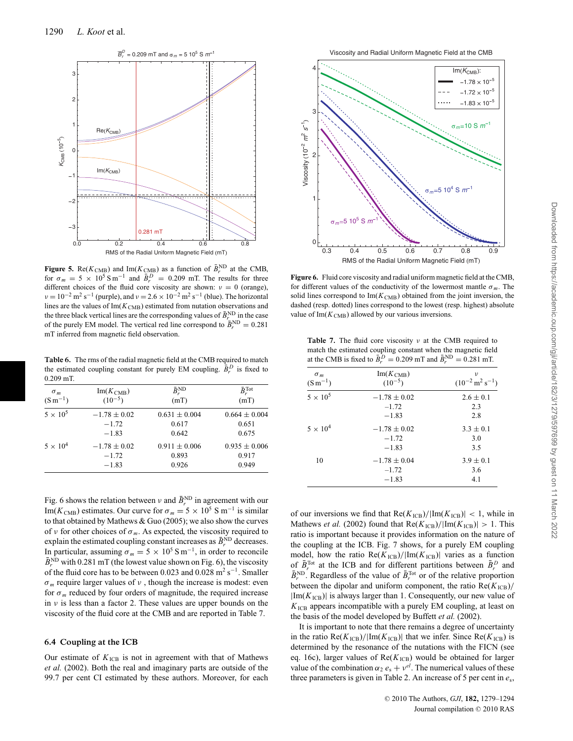**Figure 5.** $\mathrm{Re}(K_{\mathrm{CMB}})$ and $\mathrm{Im}(K_{\mathrm{CMB}})$ as a function of $\bar{B}_r^{\mathrm{ND}}$ at the CMB, for $\sigma_m = 5 \times 10^5\,\mathrm{S\,m^{-1}}$ and $\bar{B}_r^D = 0.209$ mT. The results for three different choices of the fluid core viscosity are shown: $\nu = 0$ (orange), $\nu = 10^{-2}\,\mathrm{m^2\,s^{-1}}$ (purple), and $\nu = 2.6 \times 10^{-2}\,\mathrm{m^2\,s^{-1}}$ (blue). The horizontal lines are the values of $\mathrm{Im}(K_{\mathrm{CMB}})$ estimated from nutation observations and the three black vertical lines are the corresponding values of $\bar{B}_r^{\mathrm{ND}}$ in the case of the purely EM model. The vertical red line correspond to $\bar{B}_r^{\mathrm{ND}} = 0.281$ mT inferred from magnetic field observation.

**Figure 6.** Fluid core viscosity and radial uniform magnetic field at the CMB, for different values of the conductivity of the lowermost mantle $\sigma_m$. The solid lines correspond to $\mathrm{Im}(K_{\mathrm{CMB}})$ obtained from the joint inversion, the dashed (resp. dotted) lines correspond to the lowest (resp. highest) absolute value of $\mathrm{Im}(K_{\mathrm{CMB}})$ allowed by our various inversions.

**Table 6.** The rms of the radial magnetic field at the CMB required to match the estimated coupling constant for purely EM coupling. $\bar{B}_r^D$ is fixed to 0.209 mT.

| $\sigma_m$ ($\mathrm{S\,m^{-1}}$) | $\mathrm{Im}(K_{\mathrm{CMB}})$ ($10^{-5}$) | $\bar{B}_r^{\mathrm{ND}}$ (mT) | $\bar{B}_r^{\mathrm{Tot}}$ (mT) |
|---|---|---|---|
| $5 \times 10^5$ | $-1.78 \pm 0.02$ | $0.631 \pm 0.004$ | $0.664 \pm 0.004$ |
| | $-1.72$ | 0.617 | 0.651 |
| | $-1.83$ | 0.642 | 0.675 |
| $5 \times 10^4$ | $-1.78 \pm 0.02$ | $0.911 \pm 0.006$ | $0.935 \pm 0.006$ |
| | $-1.72$ | 0.893 | 0.917 |
| | $-1.83$ | 0.926 | 0.949 |

Fig. 6 shows the relation between $\nu$ and $\bar{B}_r^{\mathrm{ND}}$ in agreement with our $\mathrm{Im}(K_{\mathrm{CMB}})$ estimates. Our curve for $\sigma_m = 5 \times 10^5\,\mathrm{S\,m^{-1}}$ is similar to that obtained by Mathews & Guo (2005); we also show the curves of $\nu$ for other choices of $\sigma_m$. As expected, the viscosity required to explain the estimated coupling constant increases as $\bar{B}_r^{\mathrm{ND}}$ decreases. In particular, assuming $\sigma_m = 5 \times 10^5\,\mathrm{S\,m^{-1}}$, in order to reconcile $\bar{B}_r^{\mathrm{ND}}$ with 0.281 mT (the lowest value shown on Fig. 6), the viscosity of the fluid core has to be between 0.023 and 0.028 $\mathrm{m^2\,s^{-1}}$. Smaller $\sigma_m$ require larger values of $\nu$ , though the increase is modest: even for $\sigma_m$ reduced by four orders of magnitude, the required increase in $\nu$ is less than a factor 2. These values are upper bounds on the viscosity of the fluid core at the CMB and are reported in Table 7.

## 6.4 Coupling at the ICB

Our estimate of $K_{\mathrm{ICB}}$ is not in agreement with that of Mathews *et al.* (2002). Both the real and imaginary parts are outside of the 99.7 per cent CI estimated by these authors. Moreover, for each of our inversions we find that $\mathrm{Re}(K_{\mathrm{ICB}})/|\mathrm{Im}(K_{\mathrm{ICB}})| < 1$, while in Mathews *et al.* (2002) found that $\mathrm{Re}(K_{\mathrm{ICB}})/|\mathrm{Im}(K_{\mathrm{ICB}})| > 1$. This ratio is important because it provides information on the nature of the coupling at the ICB. Fig. 7 shows, for a purely EM coupling model, how the ratio $\mathrm{Re}(K_{\mathrm{ICB}})/|\mathrm{Im}(K_{\mathrm{ICB}})|$ varies as a function of $\bar{B}_r^{\mathrm{Tot}}$ at the ICB and for different partitions between $\bar{B}_r^D$ and $\bar{B}_r^{\mathrm{ND}}$. Regardless of the value of $\bar{B}_r^{\mathrm{Tot}}$ or of the relative proportion between the dipolar and uniform component, the ratio $\mathrm{Re}(K_{\mathrm{ICB}})/|\mathrm{Im}(K_{\mathrm{ICB}})|$ is always larger than 1. Consequently, our new value of $K_{\mathrm{ICB}}$ appears incompatible with a purely EM coupling, at least on the basis of the model developed by Buffett *et al.* (2002).

It is important to note that there remains a degree of uncertainty in the ratio $\mathrm{Re}(K_{\mathrm{ICB}})/|\mathrm{Im}(K_{\mathrm{ICB}})|$ that we infer. Since $\mathrm{Re}(K_{\mathrm{ICB}})$ is determined by the resonance of the nutations with the FICN (see eq. 16c), larger values of $\mathrm{Re}(K_{\mathrm{ICB}})$ would be obtained for larger value of the combination $\alpha_2\, e_s + \nu^{el}$. The numerical values of these three parameters is given in Table 2. An increase of 5 per cent in $e_s$,

**Table 7.** The fluid core viscosity $\nu$ at the CMB required to match the estimated coupling constant when the magnetic field at the CMB is fixed to $\bar{B}_r^D = 0.209$ mT and $\bar{B}_r^{\mathrm{ND}} = 0.281$ mT.

| $\sigma_m$ ($\mathrm{S\,m^{-1}}$) | $\mathrm{Im}(K_{\mathrm{CMB}})$ ($10^{-5}$) | $\nu$ ($10^{-2}\,\mathrm{m^2\,s^{-1}}$) |
|---|---|---|
| $5 \times 10^5$ | $-1.78 \pm 0.02$ | $2.6 \pm 0.1$ |
| | $-1.72$ | 2.3 |
| | $-1.83$ | 2.8 |
| $5 \times 10^4$ | $-1.78 \pm 0.02$ | $3.3 \pm 0.1$ |
| | $-1.72$ | 3.0 |
| | $-1.83$ | 3.5 |
| 10 | $-1.78 \pm 0.04$ | $3.9 \pm 0.1$ |
| | $-1.72$ | 3.6 |
| | $-1.83$ | 4.1 |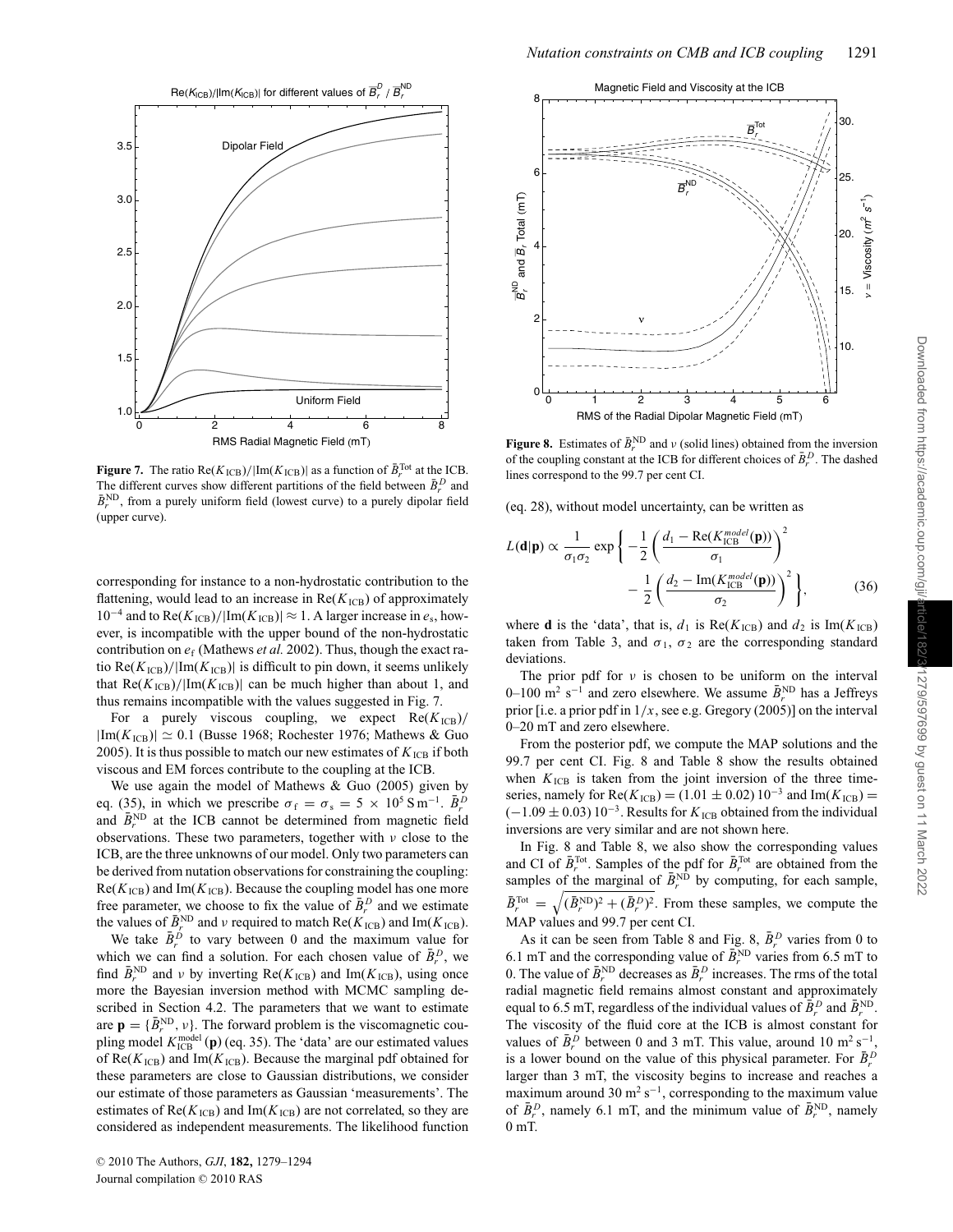**Figure 7.** The ratio $\mathrm{Re}(K_{\mathrm{ICB}})/|\mathrm{Im}(K_{\mathrm{ICB}})|$ as a function of $\bar{B}_r^{\mathrm{Tot}}$ at the ICB. The different curves show different partitions of the field between $\bar{B}_r^D$ and $\bar{B}_r^{\mathrm{ND}}$, from a purely uniform field (lowest curve) to a purely dipolar field (upper curve).

corresponding for instance to a non-hydrostatic contribution to the flattening, would lead to an increase in $\mathrm{Re}(K_{\mathrm{ICB}})$ of approximately $10^{-4}$ and to $\mathrm{Re}(K_{\mathrm{ICB}})/|\mathrm{Im}(K_{\mathrm{ICB}})| \approx 1$. A larger increase in $e_s$, however, is incompatible with the upper bound of the non-hydrostatic contribution on $e_f$ (Mathews *et al.* 2002). Thus, though the exact ratio $\mathrm{Re}(K_{\mathrm{ICB}})/|\mathrm{Im}(K_{\mathrm{ICB}})|$ is difficult to pin down, it seems unlikely that $\mathrm{Re}(K_{\mathrm{ICB}})/|\mathrm{Im}(K_{\mathrm{ICB}})|$ can be much higher than about 1, and thus remains incompatible with the values suggested in Fig. 7.

For a purely viscous coupling, we expect $\mathrm{Re}(K_{\mathrm{ICB}})/|\mathrm{Im}(K_{\mathrm{ICB}})| \simeq 0.1$ (Busse 1968; Rochester 1976; Mathews & Guo 2005). It is thus possible to match our new estimates of $K_{\mathrm{ICB}}$ if both viscous and EM forces contribute to the coupling at the ICB.

We use again the model of Mathews & Guo (2005) given by eq. (35), in which we prescribe $\sigma_f = \sigma_s = 5 \times 10^5\,\mathrm{S\,m^{-1}}$. $\bar{B}_r^D$ and $\bar{B}_r^{\mathrm{ND}}$ at the ICB cannot be determined from magnetic field observations. These two parameters, together with $\nu$ close to the ICB, are the three unknowns of our model. Only two parameters can be derived from nutation observations for constraining the coupling: $\mathrm{Re}(K_{\mathrm{ICB}})$ and $\mathrm{Im}(K_{\mathrm{ICB}})$. Because the coupling model has one more free parameter, we choose to fix the value of $\bar{B}_r^D$ and we estimate the values of $\bar{B}_r^{\mathrm{ND}}$ and $\nu$ required to match $\mathrm{Re}(K_{\mathrm{ICB}})$ and $\mathrm{Im}(K_{\mathrm{ICB}})$.

We take $\bar{B}_r^D$ to vary between 0 and the maximum value for which we can find a solution. For each chosen value of $\bar{B}_r^D$, we find $\bar{B}_r^{\mathrm{ND}}$ and $\nu$ by inverting $\mathrm{Re}(K_{\mathrm{ICB}})$ and $\mathrm{Im}(K_{\mathrm{ICB}})$, using once more the Bayesian inversion method with MCMC sampling described in Section 4.2. The parameters that we want to estimate are $\mathbf{p} = \{\bar{B}_r^{\mathrm{ND}}, \nu\}$. The forward problem is the viscomagnetic coupling model $K_{\mathrm{ICB}}^{\mathrm{model}}(\mathbf{p})$ (eq. 35). The 'data' are our estimated values of $\mathrm{Re}(K_{\mathrm{ICB}})$ and $\mathrm{Im}(K_{\mathrm{ICB}})$. Because the marginal pdf obtained for these parameters are close to Gaussian distributions, we consider our estimate of those parameters as Gaussian 'measurements'. The estimates of $\mathrm{Re}(K_{\mathrm{ICB}})$ and $\mathrm{Im}(K_{\mathrm{ICB}})$ are not correlated, so they are considered as independent measurements. The likelihood function (eq. 28), without model uncertainty, can be written as

$$L(\mathbf{d}|\mathbf{p}) \propto \frac{1}{\sigma_1\sigma_2} \exp\left\{ -\frac{1}{2}\left(\frac{d_1 - \mathrm{Re}(K_{\mathrm{ICB}}^{model}(\mathbf{p}))}{\sigma_1}\right)^2 - \frac{1}{2}\left(\frac{d_2 - \mathrm{Im}(K_{\mathrm{ICB}}^{model}(\mathbf{p}))}{\sigma_2}\right)^2 \right\}, \tag{36}$$

where $\mathbf{d}$ is the 'data', that is, $d_1$ is $\mathrm{Re}(K_{\mathrm{ICB}})$ and $d_2$ is $\mathrm{Im}(K_{\mathrm{ICB}})$ taken from Table 3, and $\sigma_1$, $\sigma_2$ are the corresponding standard deviations.

The prior pdf for $\nu$ is chosen to be uniform on the interval 0–100 $\mathrm{m^2\,s^{-1}}$ and zero elsewhere. We assume $\bar{B}_r^{\mathrm{ND}}$ has a Jeffreys prior [i.e. a prior pdf in $1/x$, see e.g. Gregory (2005)] on the interval 0–20 mT and zero elsewhere.

From the posterior pdf, we compute the MAP solutions and the 99.7 per cent CI. Fig. 8 and Table 8 show the results obtained when $K_{\mathrm{ICB}}$ is taken from the joint inversion of the three time-series, namely for $\mathrm{Re}(K_{\mathrm{ICB}}) = (1.01 \pm 0.02)\,10^{-3}$ and $\mathrm{Im}(K_{\mathrm{ICB}}) = (-1.09 \pm 0.03)\,10^{-3}$. Results for $K_{\mathrm{ICB}}$ obtained from the individual inversions are very similar and are not shown here.

In Fig. 8 and Table 8, we also show the corresponding values and CI of $\bar{B}_r^{\mathrm{Tot}}$. Samples of the pdf for $\bar{B}_r^{\mathrm{Tot}}$ are obtained from the samples of the marginal of $\bar{B}_r^{\mathrm{ND}}$ by computing, for each sample, $\bar{B}_r^{\mathrm{Tot}} = \sqrt{(\bar{B}_r^{\mathrm{ND}})^2 + (\bar{B}_r^D)^2}$. From these samples, we compute the MAP values and 99.7 per cent CI.

As it can be seen from Table 8 and Fig. 8, $\bar{B}_r^D$ varies from 0 to 6.1 mT and the corresponding value of $\bar{B}_r^{\mathrm{ND}}$ varies from 6.5 mT to 0. The value of $\bar{B}_r^{\mathrm{ND}}$ decreases as $\bar{B}_r^D$ increases. The rms of the total radial magnetic field remains almost constant and approximately equal to 6.5 mT, regardless of the individual values of $\bar{B}_r^D$ and $\bar{B}_r^{\mathrm{ND}}$. The viscosity of the fluid core at the ICB is almost constant for values of $\bar{B}_r^D$ between 0 and 3 mT. This value, around 10 $\mathrm{m^2\,s^{-1}}$, is a lower bound on the value of this physical parameter. For $\bar{B}_r^D$ larger than 3 mT, the viscosity begins to increase and reaches a maximum around 30 $\mathrm{m^2\,s^{-1}}$, corresponding to the maximum value of $\bar{B}_r^D$, namely 6.1 mT, and the minimum value of $\bar{B}_r^{\mathrm{ND}}$, namely 0 mT.

**Figure 8.** Estimates of $\bar{B}_r^{\mathrm{ND}}$ and $\nu$ (solid lines) obtained from the inversion of the coupling constant at the ICB for different choices of $\bar{B}_r^D$. The dashed lines correspond to the 99.7 per cent CI.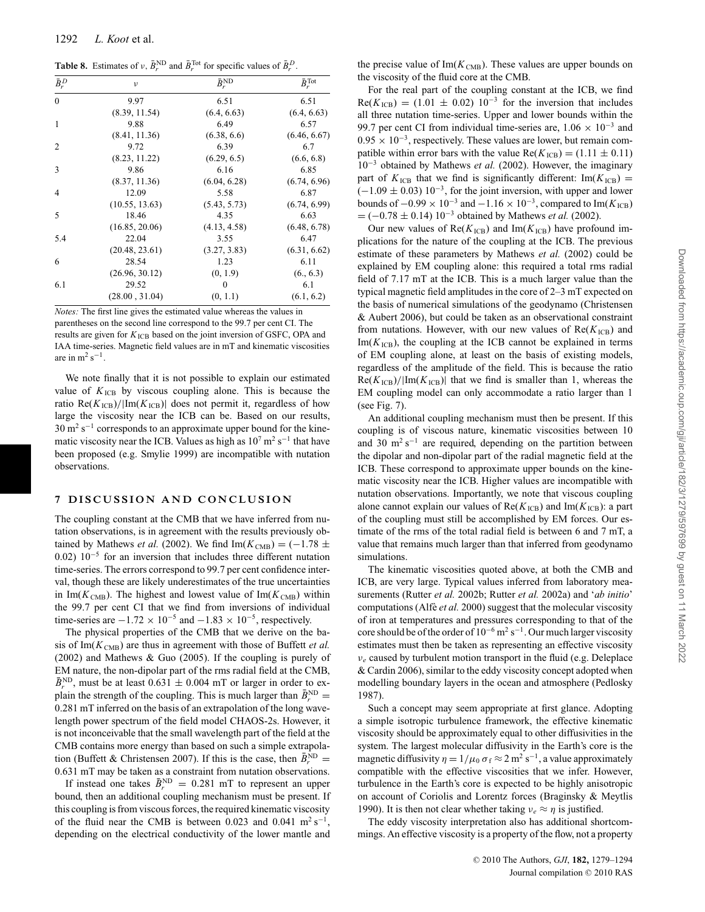**Table 8.** Estimates of $\nu$, $\bar{B}_r^{\rm ND}$ and $\bar{B}_r^{\rm Tot}$ for specific values of $\bar{B}_r^D$.

| $\bar{B}_r^D$ | $\nu$ | $\bar{B}_r^{\rm ND}$ | $\bar{B}_r^{\rm Tot}$ |
|---|---|---|---|
| 0 | 9.97 | 6.51 | 6.51 |
| | (8.39, 11.54) | (6.4, 6.63) | (6.4, 6.63) |
| 1 | 9.88 | 6.49 | 6.57 |
| | (8.41, 11.36) | (6.38, 6.6) | (6.46, 6.67) |
| 2 | 9.72 | 6.39 | 6.7 |
| | (8.23, 11.22) | (6.29, 6.5) | (6.6, 6.8) |
| 3 | 9.86 | 6.16 | 6.85 |
| | (8.37, 11.36) | (6.04, 6.28) | (6.74, 6.96) |
| 4 | 12.09 | 5.58 | 6.87 |
| | (10.55, 13.63) | (5.43, 5.73) | (6.74, 6.99) |
| 5 | 18.46 | 4.35 | 6.63 |
| | (16.85, 20.06) | (4.13, 4.58) | (6.48, 6.78) |
| 5.4 | 22.04 | 3.55 | 6.47 |
| | (20.48, 23.61) | (3.27, 3.83) | (6.31, 6.62) |
| 6 | 28.54 | 1.23 | 6.11 |
| | (26.96, 30.12) | (0, 1.9) | (6., 6.3) |
| 6.1 | 29.52 | 0 | 6.1 |
| | (28.00 , 31.04) | (0, 1.1) | (6.1, 6.2) |

*Notes:* The first line gives the estimated value whereas the values in parentheses on the second line correspond to the 99.7 per cent CI. The results are given for $K_{\rm ICB}$ based on the joint inversion of GSFC, OPA and IAA time-series. Magnetic field values are in mT and kinematic viscosities are in $\rm m^2\,s^{-1}$.

We note finally that it is not possible to explain our estimated value of $K_{\rm ICB}$ by viscous coupling alone. This is because the ratio $\mathrm{Re}(K_{\rm ICB})/|\mathrm{Im}(K_{\rm ICB})|$ does not permit it, regardless of how large the viscosity near the ICB can be. Based on our results, $30\ \rm m^2\,s^{-1}$ corresponds to an approximate upper bound for the kinematic viscosity near the ICB. Values as high as $10^7\ \rm m^2\,s^{-1}$ that have been proposed (e.g. Smylie 1999) are incompatible with nutation observations.

## 7 DISCUSSION AND CONCLUSION

The coupling constant at the CMB that we have inferred from nutation observations, is in agreement with the results previously obtained by Mathews *et al.* (2002). We find $\mathrm{Im}(K_{\rm CMB}) = (-1.78 \pm 0.02)\ 10^{-5}$ for an inversion that includes three different nutation time-series. The errors correspond to 99.7 per cent confidence interval, though these are likely underestimates of the true uncertainties in $\mathrm{Im}(K_{\rm CMB})$. The highest and lowest value of $\mathrm{Im}(K_{\rm CMB})$ within the 99.7 per cent CI that we find from inversions of individual time-series are $-1.72 \times 10^{-5}$ and $-1.83 \times 10^{-5}$, respectively.

The physical properties of the CMB that we derive on the basis of $\mathrm{Im}(K_{\rm CMB})$ are thus in agreement with those of Buffett *et al.* (2002) and Mathews & Guo (2005). If the coupling is purely of EM nature, the non-dipolar part of the rms radial field at the CMB, $\bar{B}_r^{\rm ND}$, must be at least $0.631 \pm 0.004$ mT or larger in order to explain the strength of the coupling. This is much larger than $\bar{B}_r^{\rm ND} = 0.281$ mT inferred on the basis of an extrapolation of the long wavelength power spectrum of the field model CHAOS-2s. However, it is not inconceivable that the small wavelength part of the field at the CMB contains more energy than based on such a simple extrapolation (Buffett & Christensen 2007). If this is the case, then $\bar{B}_r^{\rm ND} = 0.631$ mT may be taken as a constraint from nutation observations.

If instead one takes $\bar{B}_r^{\rm ND} = 0.281$ mT to represent an upper bound, then an additional coupling mechanism must be present. If this coupling is from viscous forces, the required kinematic viscosity of the fluid near the CMB is between 0.023 and $0.041\ \rm m^2\,s^{-1}$, depending on the electrical conductivity of the lower mantle and the precise value of $\mathrm{Im}(K_{\rm CMB})$. These values are upper bounds on the viscosity of the fluid core at the CMB.

For the real part of the coupling constant at the ICB, we find $\mathrm{Re}(K_{\rm ICB}) = (1.01 \pm 0.02)\ 10^{-3}$ for the inversion that includes all three nutation time-series. Upper and lower bounds within the 99.7 per cent CI from individual time-series are, $1.06 \times 10^{-3}$ and $0.95 \times 10^{-3}$, respectively. These values are lower, but remain compatible within error bars with the value $\mathrm{Re}(K_{\rm ICB}) = (1.11 \pm 0.11)\ 10^{-3}$ obtained by Mathews *et al.* (2002). However, the imaginary part of $K_{\rm ICB}$ that we find is significantly different: $\mathrm{Im}(K_{\rm ICB}) = (-1.09 \pm 0.03)\ 10^{-3}$, for the joint inversion, with upper and lower bounds of $-0.99 \times 10^{-3}$ and $-1.16 \times 10^{-3}$, compared to $\mathrm{Im}(K_{\rm ICB}) = (-0.78 \pm 0.14)\ 10^{-3}$ obtained by Mathews *et al.* (2002).

Our new values of $\mathrm{Re}(K_{\rm ICB})$ and $\mathrm{Im}(K_{\rm ICB})$ have profound implications for the nature of the coupling at the ICB. The previous estimate of these parameters by Mathews *et al.* (2002) could be explained by EM coupling alone: this required a total rms radial field of 7.17 mT at the ICB. This is a much larger value than the typical magnetic field amplitudes in the core of 2–3 mT expected on the basis of numerical simulations of the geodynamo (Christensen & Aubert 2006), but could be taken as an observational constraint from nutations. However, with our new values of $\mathrm{Re}(K_{\rm ICB})$ and $\mathrm{Im}(K_{\rm ICB})$, the coupling at the ICB cannot be explained in terms of EM coupling alone, at least on the basis of existing models, regardless of the amplitude of the field. This is because the ratio $\mathrm{Re}(K_{\rm ICB})/|\mathrm{Im}(K_{\rm ICB})|$ that we find is smaller than 1, whereas the EM coupling model can only accommodate a ratio larger than 1 (see Fig. 7).

An additional coupling mechanism must then be present. If this coupling is of viscous nature, kinematic viscosities between 10 and $30\ \rm m^2\,s^{-1}$ are required, depending on the partition between the dipolar and non-dipolar part of the radial magnetic field at the ICB. These correspond to approximate upper bounds on the kinematic viscosity near the ICB. Higher values are incompatible with nutation observations. Importantly, we note that viscous coupling alone cannot explain our values of $\mathrm{Re}(K_{\rm ICB})$ and $\mathrm{Im}(K_{\rm ICB})$: a part of the coupling must still be accomplished by EM forces. Our estimate of the rms of the total radial field is between 6 and 7 mT, a value that remains much larger than that inferred from geodynamo simulations.

The kinematic viscosities quoted above, at both the CMB and ICB, are very large. Typical values inferred from laboratory measurements (Rutter *et al.* 2002b; Rutter *et al.* 2002a) and '*ab initio*' computations (Alfè *et al.* 2000) suggest that the molecular viscosity of iron at temperatures and pressures corresponding to that of the core should be of the order of $10^{-6}\ \rm m^2\,s^{-1}$. Our much larger viscosity estimates must then be taken as representing an effective viscosity $\nu_e$ caused by turbulent motion transport in the fluid (e.g. Deleplace & Cardin 2006), similar to the eddy viscosity concept adopted when modelling boundary layers in the ocean and atmosphere (Pedlosky 1987).

Such a concept may seem appropriate at first glance. Adopting a simple isotropic turbulence framework, the effective kinematic viscosity should be approximately equal to other diffusivities in the system. The largest molecular diffusivity in the Earth's core is the magnetic diffusivity $\eta = 1/\mu_0\,\sigma_f \approx 2\ \rm m^2\,s^{-1}$, a value approximately compatible with the effective viscosities that we infer. However, turbulence in the Earth's core is expected to be highly anisotropic on account of Coriolis and Lorentz forces (Braginsky & Meytlis 1990). It is then not clear whether taking $\nu_e \approx \eta$ is justified.

The eddy viscosity interpretation also has additional shortcommings. An effective viscosity is a property of the flow, not a property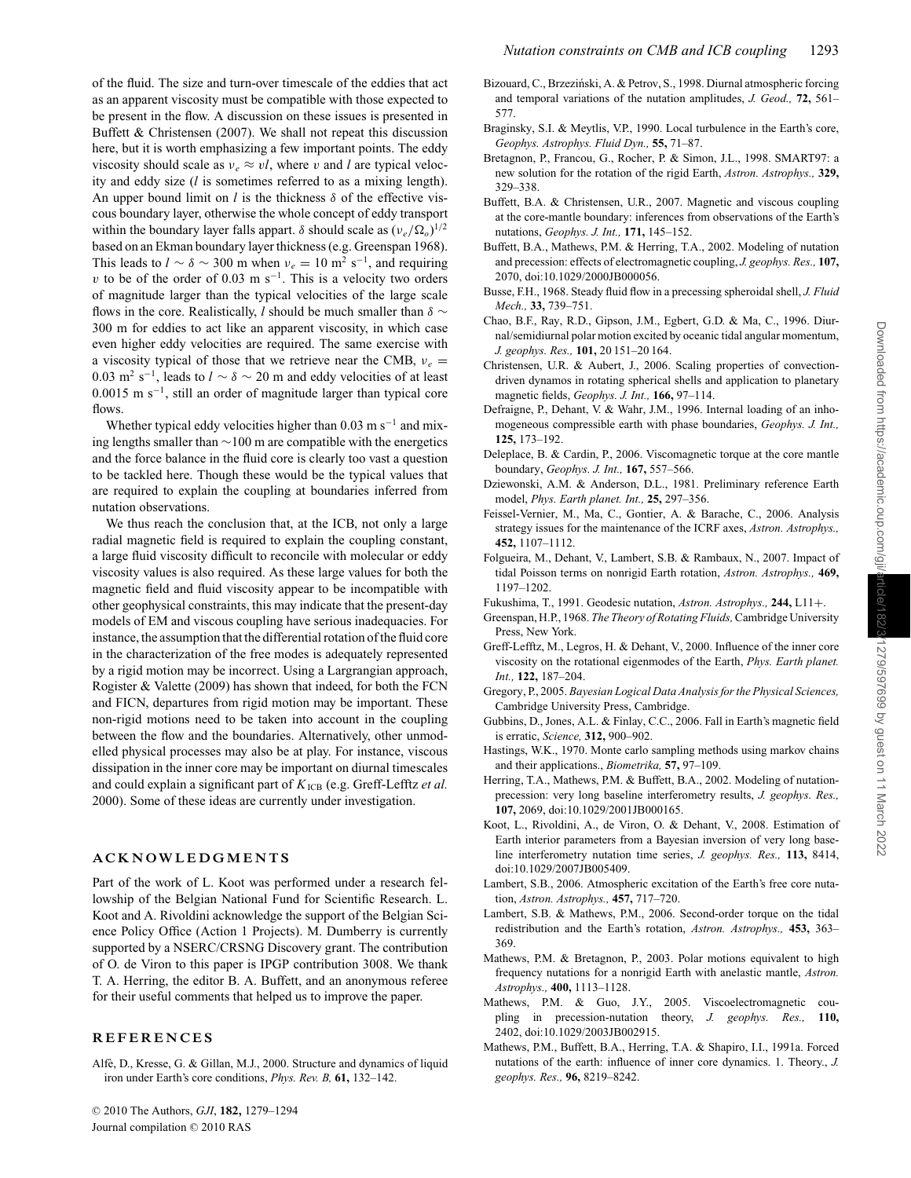of the fluid. The size and turn-over timescale of the eddies that act as an apparent viscosity must be compatible with those expected to be present in the flow. A discussion on these issues is presented in Buffett & Christensen (2007). We shall not repeat this discussion here, but it is worth emphasizing a few important points. The eddy viscosity should scale as $\nu_e \approx vl$, where $v$ and $l$ are typical velocity and eddy size ($l$ is sometimes referred to as a mixing length). An upper bound limit on $l$ is the thickness $\delta$ of the effective viscous boundary layer, otherwise the whole concept of eddy transport within the boundary layer falls appart. $\delta$ should scale as $(\nu_e/\Omega_o)^{1/2}$ based on an Ekman boundary layer thickness (e.g. Greenspan 1968). This leads to $l \sim \delta \sim 300$ m when $\nu_e = 10$ m$^2$ s$^{-1}$, and requiring $v$ to be of the order of 0.03 m s$^{-1}$. This is a velocity two orders of magnitude larger than the typical velocities of the large scale flows in the core. Realistically, $l$ should be much smaller than $\delta \sim$ 300 m for eddies to act like an apparent viscosity, in which case even higher eddy velocities are required. The same exercise with a viscosity typical of those that we retrieve near the CMB, $\nu_e =$ 0.03 m$^2$ s$^{-1}$, leads to $l \sim \delta \sim 20$ m and eddy velocities of at least 0.0015 m s$^{-1}$, still an order of magnitude larger than typical core flows.

Whether typical eddy velocities higher than 0.03 m s$^{-1}$ and mixing lengths smaller than $\sim$100 m are compatible with the energetics and the force balance in the fluid core is clearly too vast a question to be tackled here. Though these would be the typical values that are required to explain the coupling at boundaries inferred from nutation observations.

We thus reach the conclusion that, at the ICB, not only a large radial magnetic field is required to explain the coupling constant, a large fluid viscosity difficult to reconcile with molecular or eddy viscosity values is also required. As these large values for both the magnetic field and fluid viscosity appear to be incompatible with other geophysical constraints, this may indicate that the present-day models of EM and viscous coupling have serious inadequacies. For instance, the assumption that the differential rotation of the fluid core in the characterization of the free modes is adequately represented by a rigid motion may be incorrect. Using a Largrangian approach, Rogister & Valette (2009) has shown that indeed, for both the FCN and FICN, departures from rigid motion may be important. These non-rigid motions need to be taken into account in the coupling between the flow and the boundaries. Alternatively, other unmodelled physical processes may also be at play. For instance, viscous dissipation in the inner core may be important on diurnal timescales and could explain a significant part of $K_{\text{ICB}}$ (e.g. Greff-Lefftz *et al.* 2000). Some of these ideas are currently under investigation.

## ACKNOWLEDGMENTS

Part of the work of L. Koot was performed under a research fellowship of the Belgian National Fund for Scientific Research. L. Koot and A. Rivoldini acknowledge the support of the Belgian Science Policy Office (Action 1 Projects). M. Dumberry is currently supported by a NSERC/CRSNG Discovery grant. The contribution of O. de Viron to this paper is IPGP contribution 3008. We thank T. A. Herring, the editor B. A. Buffett, and an anonymous referee for their useful comments that helped us to improve the paper.

## REFERENCES

Alfè, D., Kresse, G. & Gillan, M.J., 2000. Structure and dynamics of liquid iron under Earth's core conditions, *Phys. Rev. B,* **61,** 132–142.

Bizouard, C., Brzeziński, A. & Petrov, S., 1998. Diurnal atmospheric forcing and temporal variations of the nutation amplitudes, *J. Geod.,* **72,** 561–577.

Braginsky, S.I. & Meytlis, V.P., 1990. Local turbulence in the Earth's core, *Geophys. Astrophys. Fluid Dyn.,* **55,** 71–87.

Bretagnon, P., Francou, G., Rocher, P. & Simon, J.L., 1998. SMART97: a new solution for the rotation of the rigid Earth, *Astron. Astrophys.,* **329,** 329–338.

Buffett, B.A. & Christensen, U.R., 2007. Magnetic and viscous coupling at the core-mantle boundary: inferences from observations of the Earth's nutations, *Geophys. J. Int.,* **171,** 145–152.

Buffett, B.A., Mathews, P.M. & Herring, T.A., 2002. Modeling of nutation and precession: effects of electromagnetic coupling, *J. geophys. Res.,* **107,** 2070, doi:10.1029/2000JB000056.

Busse, F.H., 1968. Steady fluid flow in a precessing spheroidal shell, *J. Fluid Mech.,* **33,** 739–751.

Chao, B.F., Ray, R.D., Gipson, J.M., Egbert, G.D. & Ma, C., 1996. Diurnal/semidiurnal polar motion excited by oceanic tidal angular momentum, *J. geophys. Res.,* **101,** 20 151–20 164.

Christensen, U.R. & Aubert, J., 2006. Scaling properties of convection-driven dynamos in rotating spherical shells and application to planetary magnetic fields, *Geophys. J. Int.,* **166,** 97–114.

Defraigne, P., Dehant, V. & Wahr, J.M., 1996. Internal loading of an inhomogeneous compressible earth with phase boundaries, *Geophys. J. Int.,* **125,** 173–192.

Deleplace, B. & Cardin, P., 2006. Viscomagnetic torque at the core mantle boundary, *Geophys. J. Int.,* **167,** 557–566.

Dziewonski, A.M. & Anderson, D.L., 1981. Preliminary reference Earth model, *Phys. Earth planet. Int.,* **25,** 297–356.

Feissel-Vernier, M., Ma, C., Gontier, A. & Barache, C., 2006. Analysis strategy issues for the maintenance of the ICRF axes, *Astron. Astrophys.,* **452,** 1107–1112.

Folgueira, M., Dehant, V., Lambert, S.B. & Rambaux, N., 2007. Impact of tidal Poisson terms on nonrigid Earth rotation, *Astron. Astrophys.,* **469,** 1197–1202.

Fukushima, T., 1991. Geodesic nutation, *Astron. Astrophys.,* **244,** L11+.

Greenspan, H.P., 1968. *The Theory of Rotating Fluids,* Cambridge University Press, New York.

Greff-Lefftz, M., Legros, H. & Dehant, V., 2000. Influence of the inner core viscosity on the rotational eigenmodes of the Earth, *Phys. Earth planet. Int.,* **122,** 187–204.

Gregory, P., 2005. *Bayesian Logical Data Analysis for the Physical Sciences,* Cambridge University Press, Cambridge.

Gubbins, D., Jones, A.L. & Finlay, C.C., 2006. Fall in Earth's magnetic field is erratic, *Science,* **312,** 900–902.

Hastings, W.K., 1970. Monte carlo sampling methods using markov chains and their applications., *Biometrika,* **57,** 97–109.

Herring, T.A., Mathews, P.M. & Buffett, B.A., 2002. Modeling of nutation-precession: very long baseline interferometry results, *J. geophys. Res.,* **107,** 2069, doi:10.1029/2001JB000165.

Koot, L., Rivoldini, A., de Viron, O. & Dehant, V., 2008. Estimation of Earth interior parameters from a Bayesian inversion of very long baseline interferometry nutation time series, *J. geophys. Res.,* **113,** 8414, doi:10.1029/2007JB005409.

Lambert, S.B., 2006. Atmospheric excitation of the Earth's free core nutation, *Astron. Astrophys.,* **457,** 717–720.

Lambert, S.B. & Mathews, P.M., 2006. Second-order torque on the tidal redistribution and the Earth's rotation, *Astron. Astrophys.,* **453,** 363–369.

Mathews, P.M. & Bretagnon, P., 2003. Polar motions equivalent to high frequency nutations for a nonrigid Earth with anelastic mantle, *Astron. Astrophys.,* **400,** 1113–1128.

Mathews, P.M. & Guo, J.Y., 2005. Viscoelectromagnetic coupling in precession-nutation theory, *J. geophys. Res.,* **110,** 2402, doi:10.1029/2003JB002915.

Mathews, P.M., Buffett, B.A., Herring, T.A. & Shapiro, I.I., 1991a. Forced nutations of the earth: influence of inner core dynamics. 1. Theory., *J. geophys. Res.,* **96,** 8219–8242.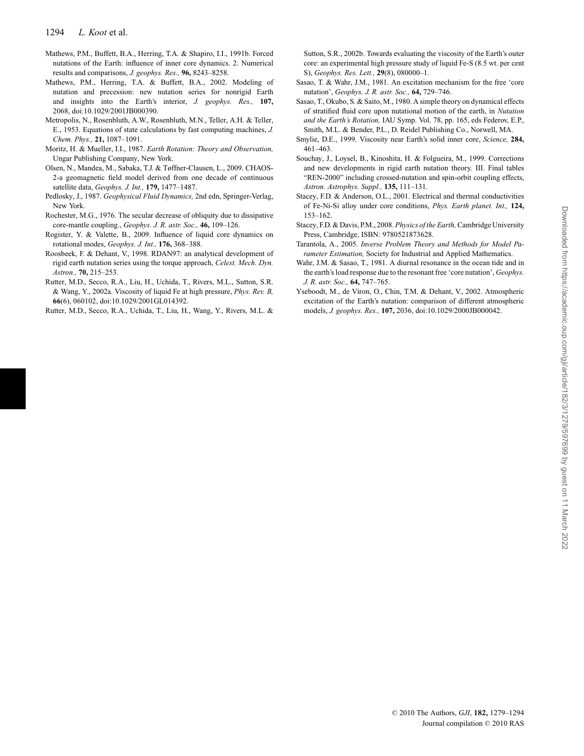Mathews, P.M., Buffett, B.A., Herring, T.A. & Shapiro, I.I., 1991b. Forced nutations of the Earth: influence of inner core dynamics. 2. Numerical results and comparisons, *J. geophys. Res.,* **96,** 8243–8258.

Mathews, P.M., Herring, T.A. & Buffett, B.A., 2002. Modeling of nutation and precession: new nutation series for nonrigid Earth and insights into the Earth's interior, *J. geophys. Res.,* **107,** 2068, doi:10.1029/2001JB000390.

Metropolis, N., Rosenbluth, A.W., Rosenbluth, M.N., Teller, A.H. & Teller, E., 1953. Equations of state calculations by fast computing machines, *J. Chem. Phys.,* **21,** 1087–1091.

Moritz, H. & Mueller, I.I., 1987. *Earth Rotation: Theory and Observation,* Ungar Publishing Company, New York.

Olsen, N., Mandea, M., Sabaka, T.J. & Tøffner-Clausen, L., 2009. CHAOS-2-a geomagnetic field model derived from one decade of continuous satellite data, *Geophys. J. Int.,* **179,** 1477–1487.

Pedlosky, J., 1987. *Geophysical Fluid Dynamics,* 2nd edn, Springer-Verlag, New York.

Rochester, M.G., 1976. The secular decrease of obliquity due to dissipative core-mantle coupling., *Geophys. J. R. astr. Soc.,* **46,** 109–126.

Rogister, Y. & Valette, B., 2009. Influence of liquid core dynamics on rotational modes, *Geophys. J. Int.,* **176,** 368–388.

Roosbeek, F. & Dehant, V., 1998. RDAN97: an analytical development of rigid earth nutation series using the torque approach, *Celest. Mech. Dyn. Astron.,* **70,** 215–253.

Rutter, M.D., Secco, R.A., Liu, H., Uchida, T., Rivers, M.L., Sutton, S.R. & Wang, Y., 2002a. Viscosity of liquid Fe at high pressure, *Phys. Rev. B,* **66**(6), 060102, doi:10.1029/2001GL014392.

Rutter, M.D., Secco, R.A., Uchida, T., Liu, H., Wang, Y., Rivers, M.L. & Sutton, S.R., 2002b. Towards evaluating the viscosity of the Earth's outer core: an experimental high pressure study of liquid Fe-S (8.5 wt. per cent S), *Geophys. Res. Lett.,* **29**(8), 080000–1.

Sasao, T. & Wahr, J.M., 1981. An excitation mechanism for the free 'core nutation', *Geophys. J. R. astr. Soc.,* **64,** 729–746.

Sasao, T., Okubo, S. & Saito, M., 1980. A simple theory on dynamical effects of stratified fluid core upon nutational motion of the earth, in *Nutation and the Earth's Rotation,* IAU Symp. Vol. 78, pp. 165, eds Federov, E.P., Smith, M.L. & Bender, P.L., D. Reidel Publishing Co., Norwell, MA.

Smylie, D.E., 1999. Viscosity near Earth's solid inner core, *Science,* **284,** 461–463.

Souchay, J., Loysel, B., Kinoshita, H. & Folgueira, M., 1999. Corrections and new developments in rigid earth nutation theory. III. Final tables "REN-2000" including crossed-nutation and spin-orbit coupling effects, *Astron. Astrophys. Suppl.,* **135,** 111–131.

Stacey, F.D. & Anderson, O.L., 2001. Electrical and thermal conductivities of Fe-Ni-Si alloy under core conditions, *Phys. Earth planet. Int.,* **124,** 153–162.

Stacey, F.D. & Davis, P.M., 2008. *Physics of the Earth,* Cambridge University Press, Cambridge, ISBN: 9780521873628.

Tarantola, A., 2005. *Inverse Problem Theory and Methods for Model Parameter Estimation,* Society for Industrial and Applied Mathematics.

Wahr, J.M. & Sasao, T., 1981. A diurnal resonance in the ocean tide and in the earth's load response due to the resonant free 'core nutation', *Geophys. J. R. astr. Soc.,* **64,** 747–765.

Yseboodt, M., de Viron, O., Chin, T.M. & Dehant, V., 2002. Atmospheric excitation of the Earth's nutation: comparison of different atmospheric models, *J. geophys. Res.,* **107,** 2036, doi:10.1029/2000JB000042.